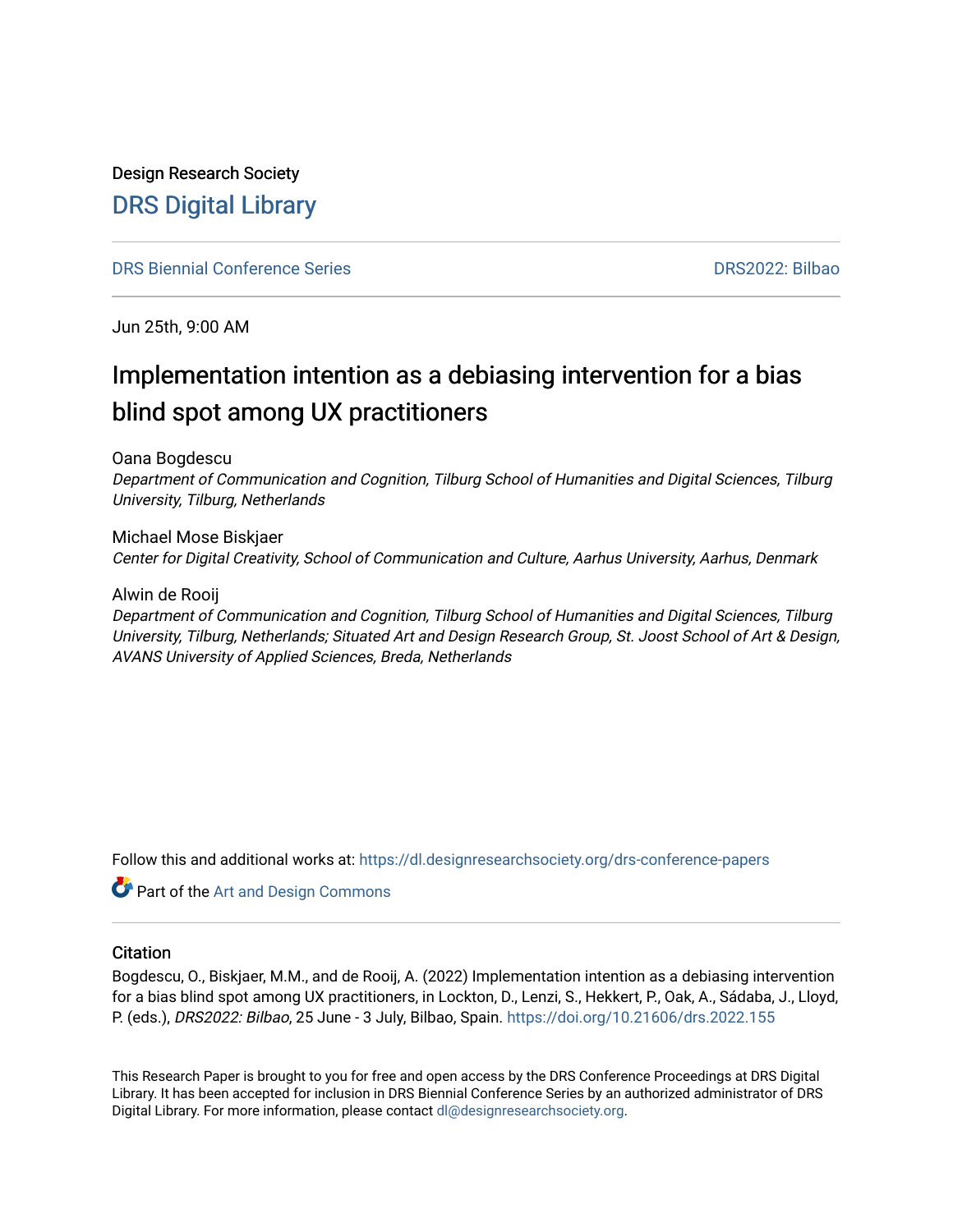Design Research Society

# DRS Digital Library

DRS Biennial Conference Series | DRS2022: Bilbao

Jun 25th, 9:00 AM

## Implementation intention as a debiasing intervention for a bias blind spot among UX practitioners

Oana Bogdescu

*Department of Communication and Cognition, Tilburg School of Humanities and Digital Sciences, Tilburg University, Tilburg, Netherlands*

Michael Mose Biskjaer

*Center for Digital Creativity, School of Communication and Culture, Aarhus University, Aarhus, Denmark*

Alwin de Rooij

*Department of Communication and Cognition, Tilburg School of Humanities and Digital Sciences, Tilburg University, Tilburg, Netherlands; Situated Art and Design Research Group, St. Joost School of Art & Design, AVANS University of Applied Sciences, Breda, Netherlands*

Follow this and additional works at: https://dl.designresearchsociety.org/drs-conference-papers

Part of the Art and Design Commons

### Citation

Bogdescu, O., Biskjaer, M.M., and de Rooij, A. (2022) Implementation intention as a debiasing intervention for a bias blind spot among UX practitioners, in Lockton, D., Lenzi, S., Hekkert, P., Oak, A., Sádaba, J., Lloyd, P. (eds.), *DRS2022: Bilbao*, 25 June - 3 July, Bilbao, Spain. https://doi.org/10.21606/drs.2022.155

This Research Paper is brought to you for free and open access by the DRS Conference Proceedings at DRS Digital Library. It has been accepted for inclusion in DRS Biennial Conference Series by an authorized administrator of DRS Digital Library. For more information, please contact dl@designresearchsociety.org.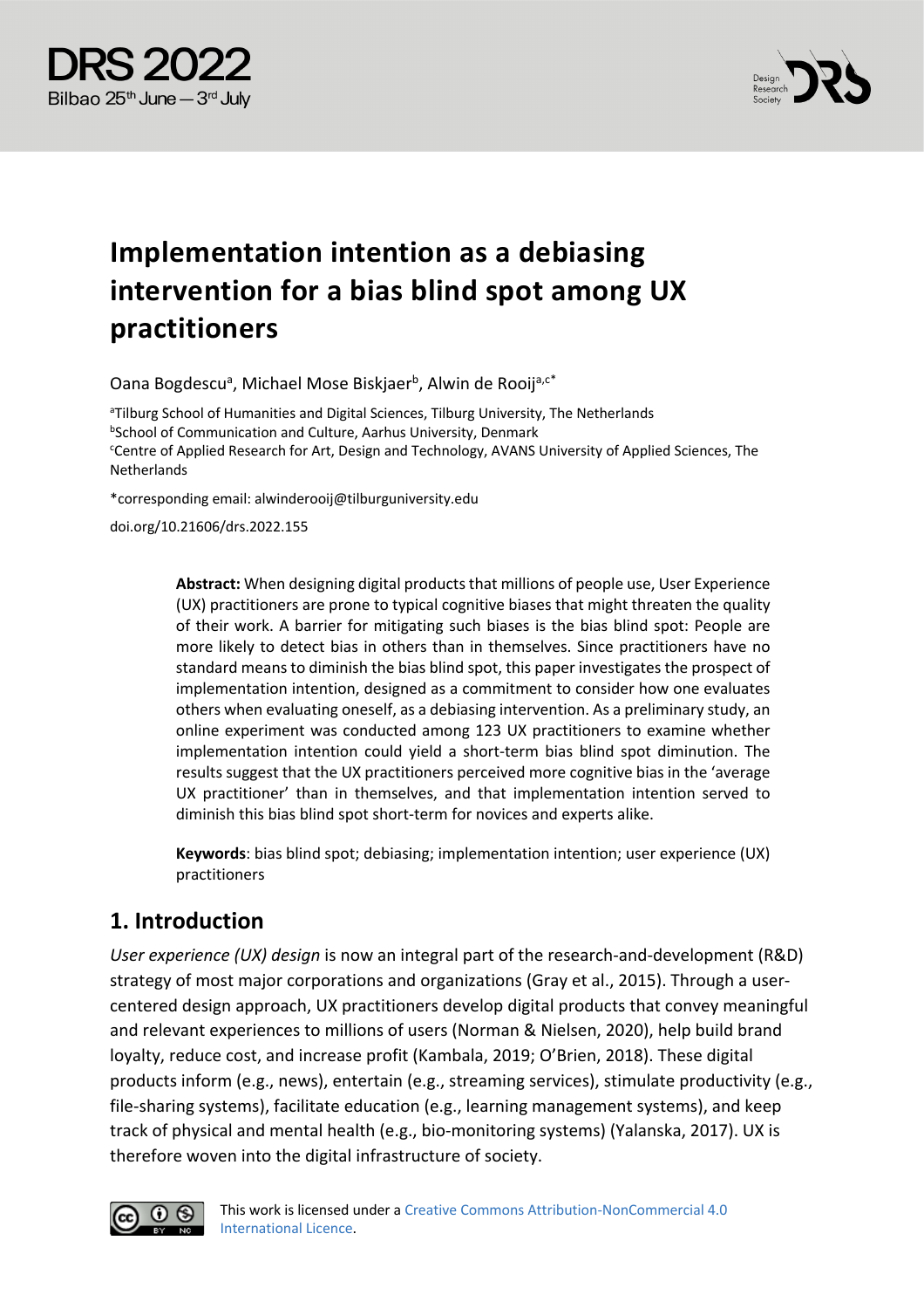# Implementation intention as a debiasing intervention for a bias blind spot among UX practitioners

Oana Bogdescu[a], Michael Mose Biskjaer[b], Alwin de Rooij[a,c*]

[a]Tilburg School of Humanities and Digital Sciences, Tilburg University, The Netherlands
[b]School of Communication and Culture, Aarhus University, Denmark
[c]Centre of Applied Research for Art, Design and Technology, AVANS University of Applied Sciences, The Netherlands

*corresponding email: alwinderooij@tilburguniversity.edu

doi.org/10.21606/drs.2022.155

**Abstract:** When designing digital products that millions of people use, User Experience (UX) practitioners are prone to typical cognitive biases that might threaten the quality of their work. A barrier for mitigating such biases is the bias blind spot: People are more likely to detect bias in others than in themselves. Since practitioners have no standard means to diminish the bias blind spot, this paper investigates the prospect of implementation intention, designed as a commitment to consider how one evaluates others when evaluating oneself, as a debiasing intervention. As a preliminary study, an online experiment was conducted among 123 UX practitioners to examine whether implementation intention could yield a short-term bias blind spot diminution. The results suggest that the UX practitioners perceived more cognitive bias in the 'average UX practitioner' than in themselves, and that implementation intention served to diminish this bias blind spot short-term for novices and experts alike.

**Keywords**: bias blind spot; debiasing; implementation intention; user experience (UX) practitioners

## 1. Introduction

*User experience (UX) design* is now an integral part of the research-and-development (R&D) strategy of most major corporations and organizations (Gray et al., 2015). Through a user-centered design approach, UX practitioners develop digital products that convey meaningful and relevant experiences to millions of users (Norman & Nielsen, 2020), help build brand loyalty, reduce cost, and increase profit (Kambala, 2019; O'Brien, 2018). These digital products inform (e.g., news), entertain (e.g., streaming services), stimulate productivity (e.g., file-sharing systems), facilitate education (e.g., learning management systems), and keep track of physical and mental health (e.g., bio-monitoring systems) (Yalanska, 2017). UX is therefore woven into the digital infrastructure of society.

This work is licensed under a Creative Commons Attribution-NonCommercial 4.0 International Licence.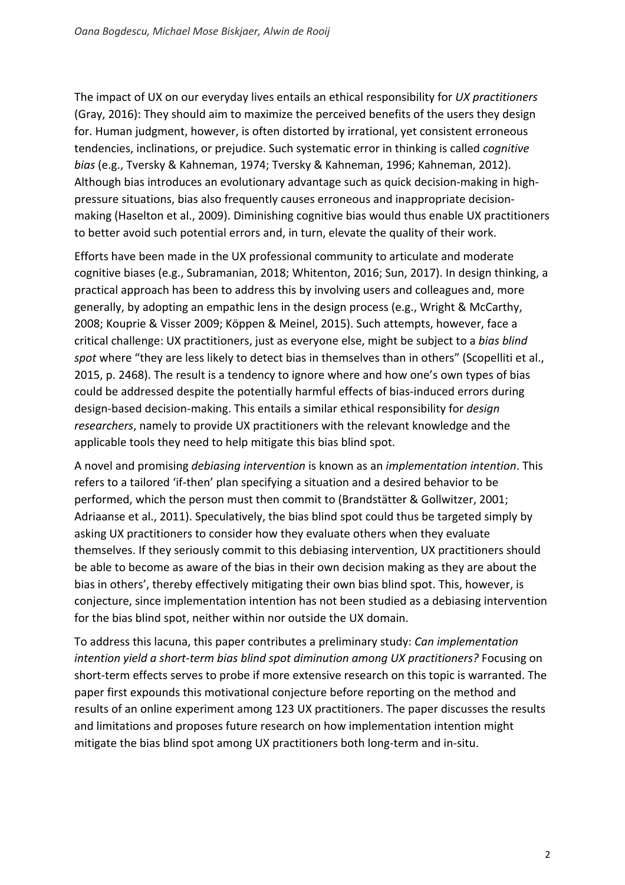The impact of UX on our everyday lives entails an ethical responsibility for *UX practitioners* (Gray, 2016): They should aim to maximize the perceived benefits of the users they design for. Human judgment, however, is often distorted by irrational, yet consistent erroneous tendencies, inclinations, or prejudice. Such systematic error in thinking is called *cognitive bias* (e.g., Tversky & Kahneman, 1974; Tversky & Kahneman, 1996; Kahneman, 2012). Although bias introduces an evolutionary advantage such as quick decision-making in high-pressure situations, bias also frequently causes erroneous and inappropriate decision-making (Haselton et al., 2009). Diminishing cognitive bias would thus enable UX practitioners to better avoid such potential errors and, in turn, elevate the quality of their work.

Efforts have been made in the UX professional community to articulate and moderate cognitive biases (e.g., Subramanian, 2018; Whitenton, 2016; Sun, 2017). In design thinking, a practical approach has been to address this by involving users and colleagues and, more generally, by adopting an empathic lens in the design process (e.g., Wright & McCarthy, 2008; Kouprie & Visser 2009; Köppen & Meinel, 2015). Such attempts, however, face a critical challenge: UX practitioners, just as everyone else, might be subject to a *bias blind spot* where "they are less likely to detect bias in themselves than in others" (Scopelliti et al., 2015, p. 2468). The result is a tendency to ignore where and how one's own types of bias could be addressed despite the potentially harmful effects of bias-induced errors during design-based decision-making. This entails a similar ethical responsibility for *design researchers*, namely to provide UX practitioners with the relevant knowledge and the applicable tools they need to help mitigate this bias blind spot.

A novel and promising *debiasing intervention* is known as an *implementation intention*. This refers to a tailored 'if-then' plan specifying a situation and a desired behavior to be performed, which the person must then commit to (Brandstätter & Gollwitzer, 2001; Adriaanse et al., 2011). Speculatively, the bias blind spot could thus be targeted simply by asking UX practitioners to consider how they evaluate others when they evaluate themselves. If they seriously commit to this debiasing intervention, UX practitioners should be able to become as aware of the bias in their own decision making as they are about the bias in others', thereby effectively mitigating their own bias blind spot. This, however, is conjecture, since implementation intention has not been studied as a debiasing intervention for the bias blind spot, neither within nor outside the UX domain.

To address this lacuna, this paper contributes a preliminary study: *Can implementation intention yield a short-term bias blind spot diminution among UX practitioners?* Focusing on short-term effects serves to probe if more extensive research on this topic is warranted. The paper first expounds this motivational conjecture before reporting on the method and results of an online experiment among 123 UX practitioners. The paper discusses the results and limitations and proposes future research on how implementation intention might mitigate the bias blind spot among UX practitioners both long-term and in-situ.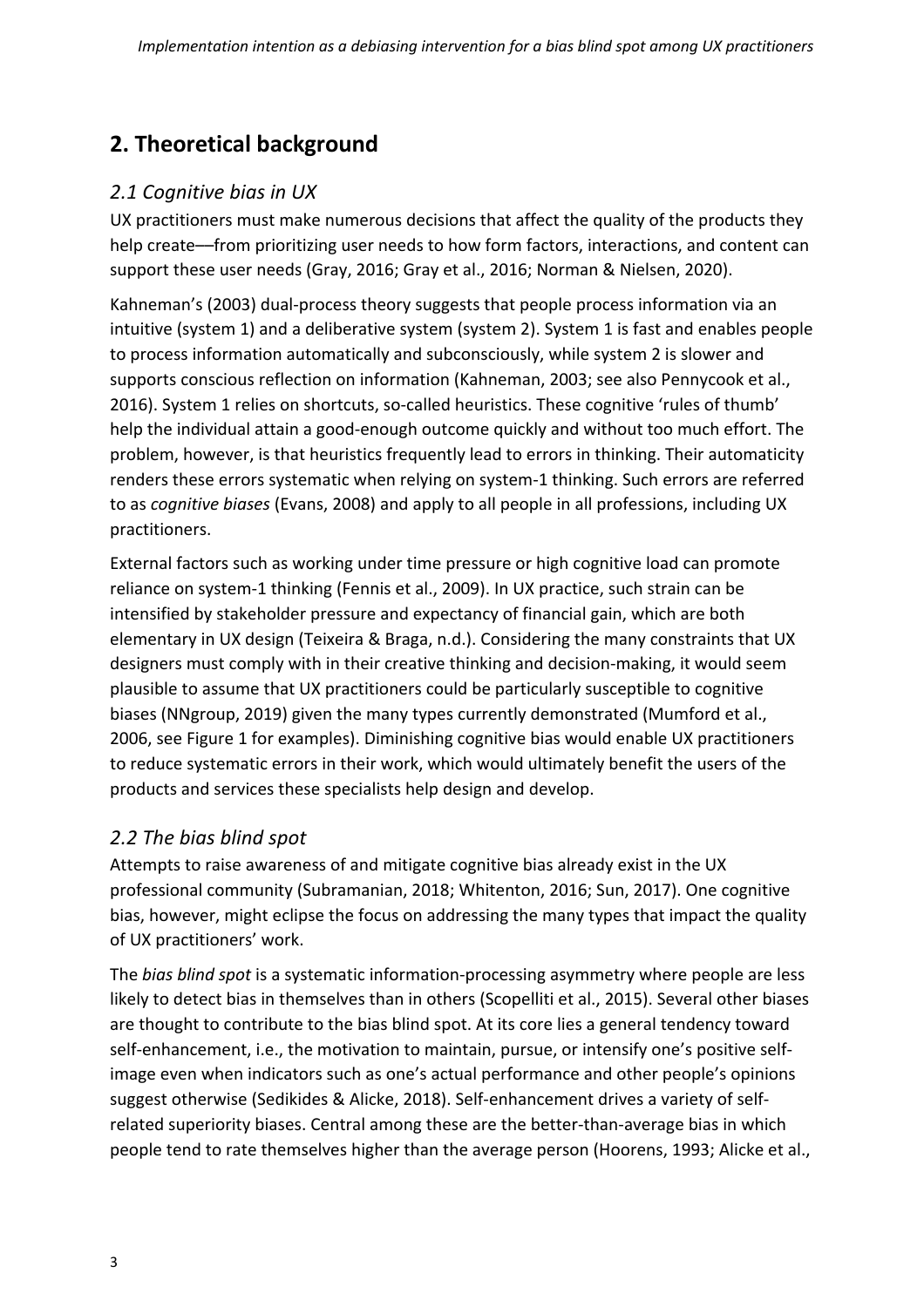## 2. Theoretical background

### *2.1 Cognitive bias in UX*

UX practitioners must make numerous decisions that affect the quality of the products they help create––from prioritizing user needs to how form factors, interactions, and content can support these user needs (Gray, 2016; Gray et al., 2016; Norman & Nielsen, 2020).

Kahneman's (2003) dual-process theory suggests that people process information via an intuitive (system 1) and a deliberative system (system 2). System 1 is fast and enables people to process information automatically and subconsciously, while system 2 is slower and supports conscious reflection on information (Kahneman, 2003; see also Pennycook et al., 2016). System 1 relies on shortcuts, so-called heuristics. These cognitive 'rules of thumb' help the individual attain a good-enough outcome quickly and without too much effort. The problem, however, is that heuristics frequently lead to errors in thinking. Their automaticity renders these errors systematic when relying on system-1 thinking. Such errors are referred to as *cognitive biases* (Evans, 2008) and apply to all people in all professions, including UX practitioners.

External factors such as working under time pressure or high cognitive load can promote reliance on system-1 thinking (Fennis et al., 2009). In UX practice, such strain can be intensified by stakeholder pressure and expectancy of financial gain, which are both elementary in UX design (Teixeira & Braga, n.d.). Considering the many constraints that UX designers must comply with in their creative thinking and decision-making, it would seem plausible to assume that UX practitioners could be particularly susceptible to cognitive biases (NNgroup, 2019) given the many types currently demonstrated (Mumford et al., 2006, see Figure 1 for examples). Diminishing cognitive bias would enable UX practitioners to reduce systematic errors in their work, which would ultimately benefit the users of the products and services these specialists help design and develop.

### *2.2 The bias blind spot*

Attempts to raise awareness of and mitigate cognitive bias already exist in the UX professional community (Subramanian, 2018; Whitenton, 2016; Sun, 2017). One cognitive bias, however, might eclipse the focus on addressing the many types that impact the quality of UX practitioners' work.

The *bias blind spot* is a systematic information-processing asymmetry where people are less likely to detect bias in themselves than in others (Scopelliti et al., 2015). Several other biases are thought to contribute to the bias blind spot. At its core lies a general tendency toward self-enhancement, i.e., the motivation to maintain, pursue, or intensify one's positive self-image even when indicators such as one's actual performance and other people's opinions suggest otherwise (Sedikides & Alicke, 2018). Self-enhancement drives a variety of self-related superiority biases. Central among these are the better-than-average bias in which people tend to rate themselves higher than the average person (Hoorens, 1993; Alicke et al.,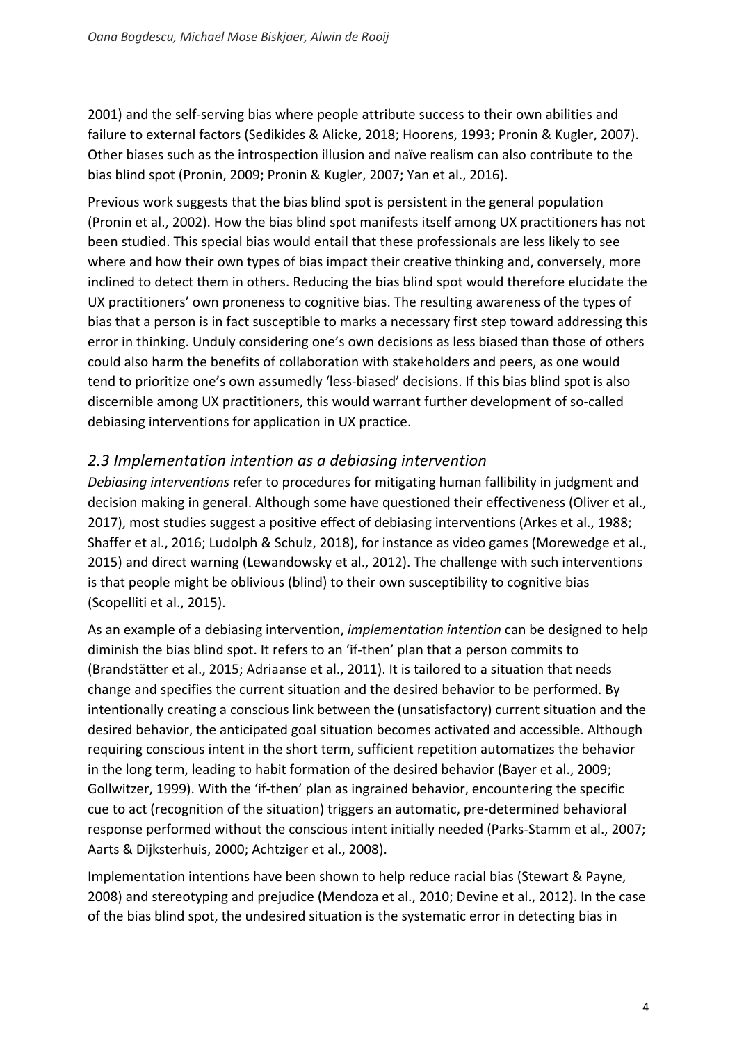2001) and the self-serving bias where people attribute success to their own abilities and failure to external factors (Sedikides & Alicke, 2018; Hoorens, 1993; Pronin & Kugler, 2007). Other biases such as the introspection illusion and naïve realism can also contribute to the bias blind spot (Pronin, 2009; Pronin & Kugler, 2007; Yan et al., 2016).

Previous work suggests that the bias blind spot is persistent in the general population (Pronin et al., 2002). How the bias blind spot manifests itself among UX practitioners has not been studied. This special bias would entail that these professionals are less likely to see where and how their own types of bias impact their creative thinking and, conversely, more inclined to detect them in others. Reducing the bias blind spot would therefore elucidate the UX practitioners' own proneness to cognitive bias. The resulting awareness of the types of bias that a person is in fact susceptible to marks a necessary first step toward addressing this error in thinking. Unduly considering one's own decisions as less biased than those of others could also harm the benefits of collaboration with stakeholders and peers, as one would tend to prioritize one's own assumedly 'less-biased' decisions. If this bias blind spot is also discernible among UX practitioners, this would warrant further development of so-called debiasing interventions for application in UX practice.

## *2.3 Implementation intention as a debiasing intervention*

*Debiasing interventions* refer to procedures for mitigating human fallibility in judgment and decision making in general. Although some have questioned their effectiveness (Oliver et al., 2017), most studies suggest a positive effect of debiasing interventions (Arkes et al., 1988; Shaffer et al., 2016; Ludolph & Schulz, 2018), for instance as video games (Morewedge et al., 2015) and direct warning (Lewandowsky et al., 2012). The challenge with such interventions is that people might be oblivious (blind) to their own susceptibility to cognitive bias (Scopelliti et al., 2015).

As an example of a debiasing intervention, *implementation intention* can be designed to help diminish the bias blind spot. It refers to an 'if-then' plan that a person commits to (Brandstätter et al., 2015; Adriaanse et al., 2011). It is tailored to a situation that needs change and specifies the current situation and the desired behavior to be performed. By intentionally creating a conscious link between the (unsatisfactory) current situation and the desired behavior, the anticipated goal situation becomes activated and accessible. Although requiring conscious intent in the short term, sufficient repetition automatizes the behavior in the long term, leading to habit formation of the desired behavior (Bayer et al., 2009; Gollwitzer, 1999). With the 'if-then' plan as ingrained behavior, encountering the specific cue to act (recognition of the situation) triggers an automatic, pre-determined behavioral response performed without the conscious intent initially needed (Parks-Stamm et al., 2007; Aarts & Dijksterhuis, 2000; Achtziger et al., 2008).

Implementation intentions have been shown to help reduce racial bias (Stewart & Payne, 2008) and stereotyping and prejudice (Mendoza et al., 2010; Devine et al., 2012). In the case of the bias blind spot, the undesired situation is the systematic error in detecting bias in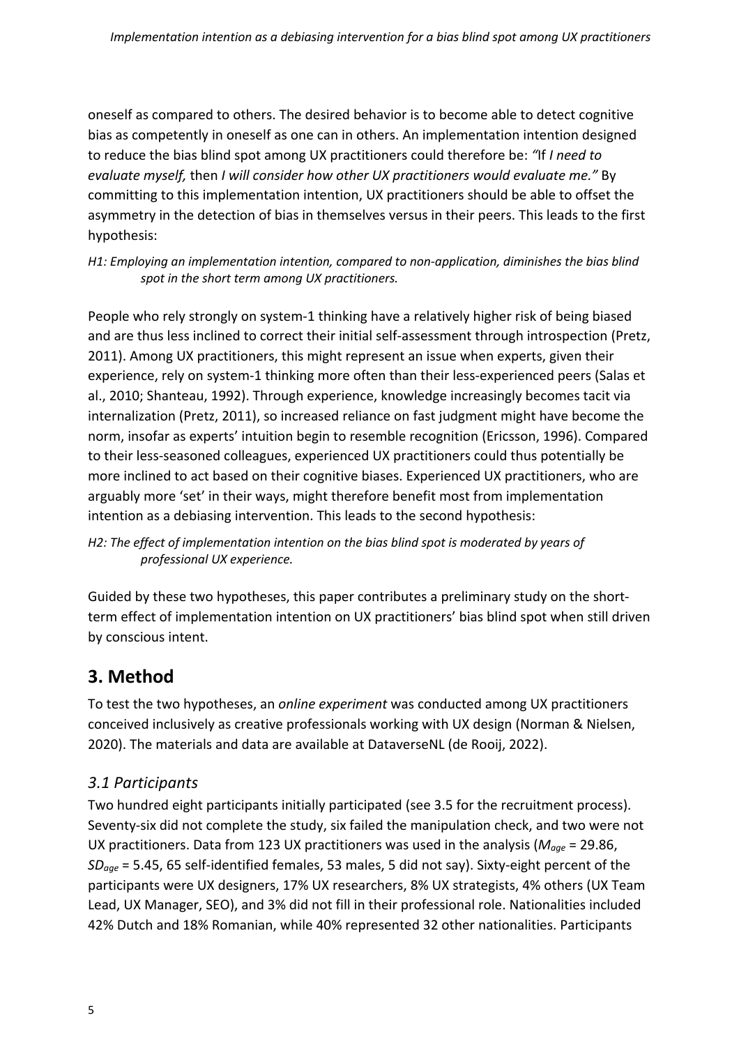oneself as compared to others. The desired behavior is to become able to detect cognitive bias as competently in oneself as one can in others. An implementation intention designed to reduce the bias blind spot among UX practitioners could therefore be: *"*If *I need to evaluate myself,* then *I will consider how other UX practitioners would evaluate me."* By committing to this implementation intention, UX practitioners should be able to offset the asymmetry in the detection of bias in themselves versus in their peers. This leads to the first hypothesis:

*H1: Employing an implementation intention, compared to non-application, diminishes the bias blind spot in the short term among UX practitioners.*

People who rely strongly on system-1 thinking have a relatively higher risk of being biased and are thus less inclined to correct their initial self-assessment through introspection (Pretz, 2011). Among UX practitioners, this might represent an issue when experts, given their experience, rely on system-1 thinking more often than their less-experienced peers (Salas et al., 2010; Shanteau, 1992). Through experience, knowledge increasingly becomes tacit via internalization (Pretz, 2011), so increased reliance on fast judgment might have become the norm, insofar as experts' intuition begin to resemble recognition (Ericsson, 1996). Compared to their less-seasoned colleagues, experienced UX practitioners could thus potentially be more inclined to act based on their cognitive biases. Experienced UX practitioners, who are arguably more 'set' in their ways, might therefore benefit most from implementation intention as a debiasing intervention. This leads to the second hypothesis:

*H2: The effect of implementation intention on the bias blind spot is moderated by years of professional UX experience.*

Guided by these two hypotheses, this paper contributes a preliminary study on the short-term effect of implementation intention on UX practitioners' bias blind spot when still driven by conscious intent.

## 3. Method

To test the two hypotheses, an *online experiment* was conducted among UX practitioners conceived inclusively as creative professionals working with UX design (Norman & Nielsen, 2020). The materials and data are available at DataverseNL (de Rooij, 2022).

### *3.1 Participants*

Two hundred eight participants initially participated (see 3.5 for the recruitment process). Seventy-six did not complete the study, six failed the manipulation check, and two were not UX practitioners. Data from 123 UX practitioners was used in the analysis ($M_{age}$ = 29.86, $SD_{age}$ = 5.45, 65 self-identified females, 53 males, 5 did not say). Sixty-eight percent of the participants were UX designers, 17% UX researchers, 8% UX strategists, 4% others (UX Team Lead, UX Manager, SEO), and 3% did not fill in their professional role. Nationalities included 42% Dutch and 18% Romanian, while 40% represented 32 other nationalities. Participants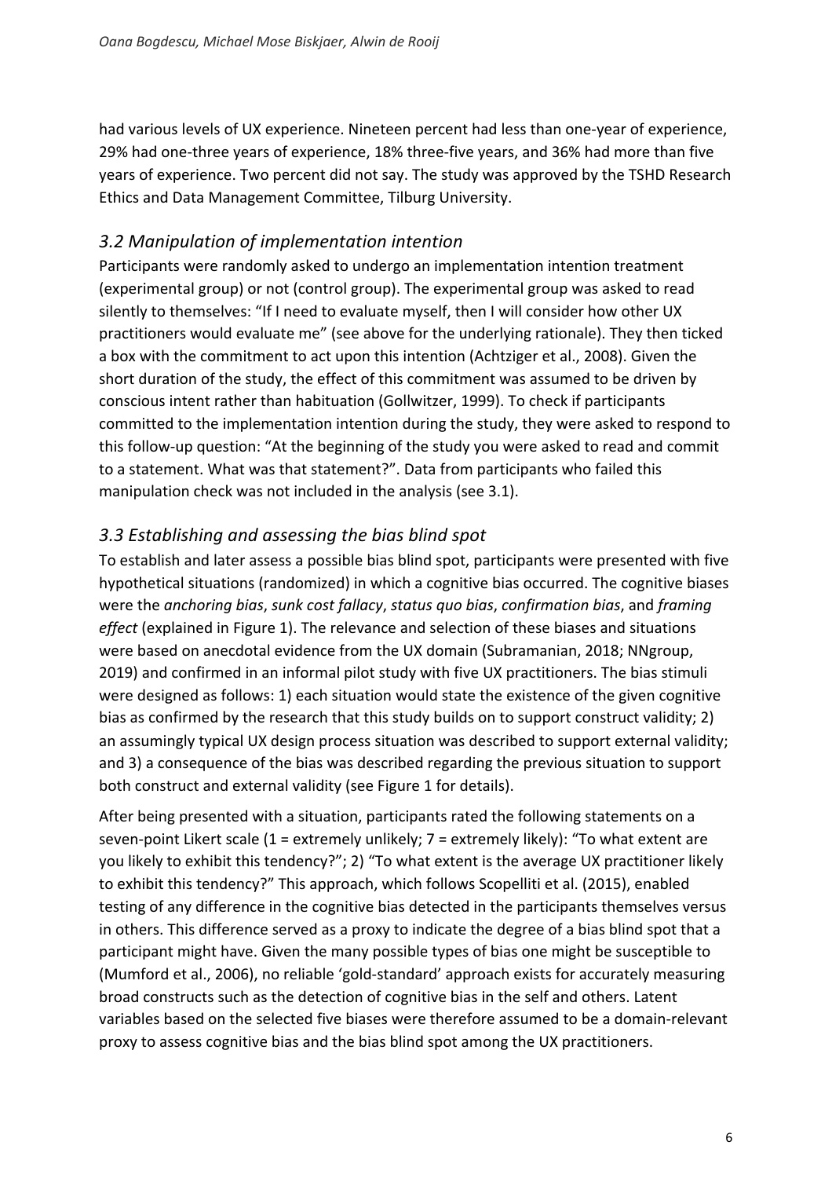had various levels of UX experience. Nineteen percent had less than one-year of experience, 29% had one-three years of experience, 18% three-five years, and 36% had more than five years of experience. Two percent did not say. The study was approved by the TSHD Research Ethics and Data Management Committee, Tilburg University.

### *3.2 Manipulation of implementation intention*

Participants were randomly asked to undergo an implementation intention treatment (experimental group) or not (control group). The experimental group was asked to read silently to themselves: "If I need to evaluate myself, then I will consider how other UX practitioners would evaluate me" (see above for the underlying rationale). They then ticked a box with the commitment to act upon this intention (Achtziger et al., 2008). Given the short duration of the study, the effect of this commitment was assumed to be driven by conscious intent rather than habituation (Gollwitzer, 1999). To check if participants committed to the implementation intention during the study, they were asked to respond to this follow-up question: "At the beginning of the study you were asked to read and commit to a statement. What was that statement?". Data from participants who failed this manipulation check was not included in the analysis (see 3.1).

### *3.3 Establishing and assessing the bias blind spot*

To establish and later assess a possible bias blind spot, participants were presented with five hypothetical situations (randomized) in which a cognitive bias occurred. The cognitive biases were the *anchoring bias*, *sunk cost fallacy*, *status quo bias*, *confirmation bias*, and *framing effect* (explained in Figure 1). The relevance and selection of these biases and situations were based on anecdotal evidence from the UX domain (Subramanian, 2018; NNgroup, 2019) and confirmed in an informal pilot study with five UX practitioners. The bias stimuli were designed as follows: 1) each situation would state the existence of the given cognitive bias as confirmed by the research that this study builds on to support construct validity; 2) an assumingly typical UX design process situation was described to support external validity; and 3) a consequence of the bias was described regarding the previous situation to support both construct and external validity (see Figure 1 for details).

After being presented with a situation, participants rated the following statements on a seven-point Likert scale (1 = extremely unlikely; 7 = extremely likely): "To what extent are you likely to exhibit this tendency?"; 2) "To what extent is the average UX practitioner likely to exhibit this tendency?" This approach, which follows Scopelliti et al. (2015), enabled testing of any difference in the cognitive bias detected in the participants themselves versus in others. This difference served as a proxy to indicate the degree of a bias blind spot that a participant might have. Given the many possible types of bias one might be susceptible to (Mumford et al., 2006), no reliable 'gold-standard' approach exists for accurately measuring broad constructs such as the detection of cognitive bias in the self and others. Latent variables based on the selected five biases were therefore assumed to be a domain-relevant proxy to assess cognitive bias and the bias blind spot among the UX practitioners.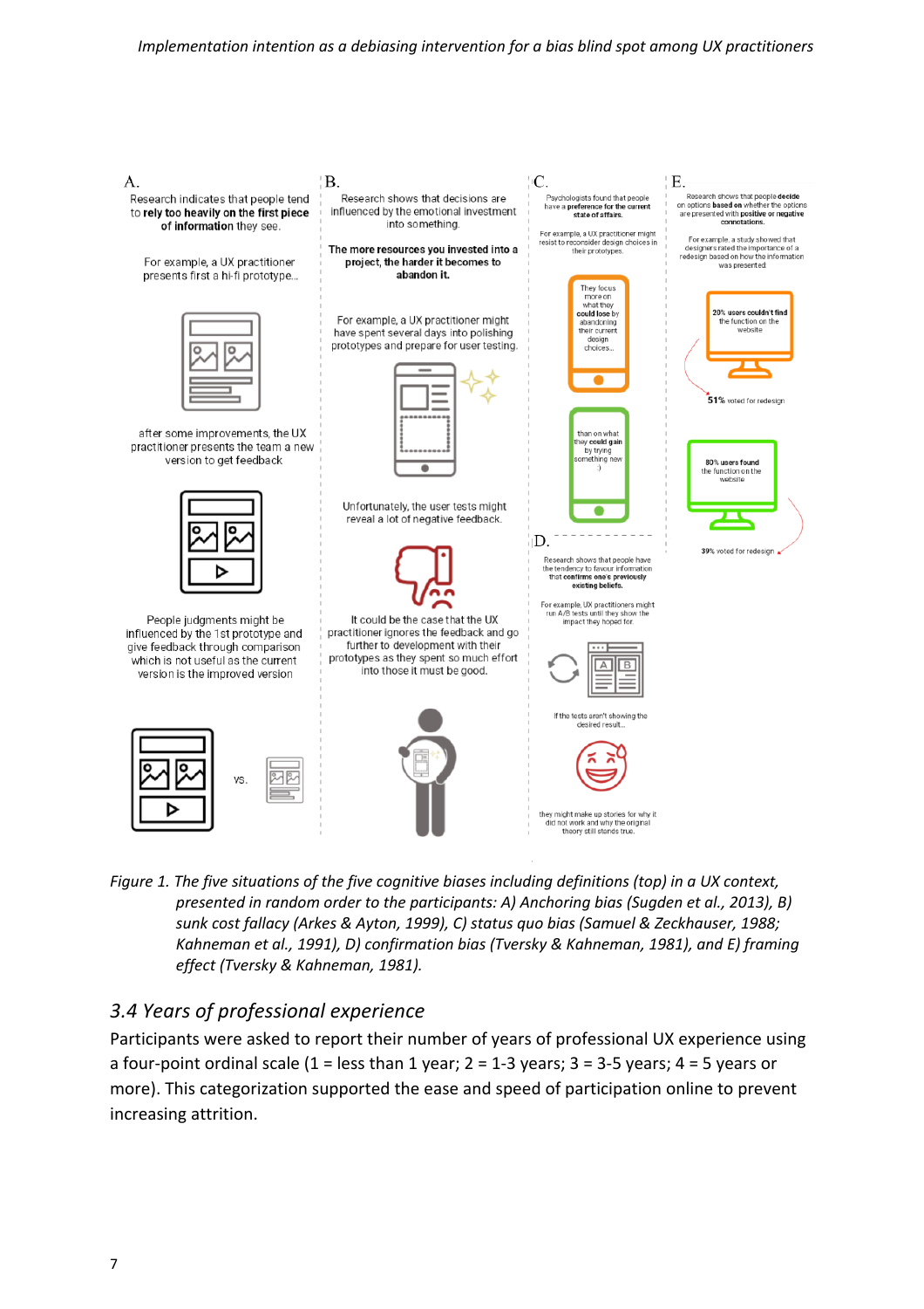A.

Research indicates that people tend to **rely too heavily on the first piece of information** they see.

For example, a UX practitioner presents first a hi-fi prototype...

after some improvements, the UX practitioner presents the team a new version to get feedback

People judgments might be influenced by the 1st prototype and give feedback through comparison which is not useful as the current version is the improved version

vs.

B.

Research shows that decisions are influenced by the emotional investment into something.

**The more resources you invested into a project, the harder it becomes to abandon it.**

For example, a UX practitioner might have spent several days into polishing prototypes and prepare for user testing.

Unfortunately, the user tests might reveal a lot of negative feedback.

It could be the case that the UX practitioner ignores the feedback and go further to development with their prototypes as they spent so much effort into those it must be good.

C.

Psychologists found that people have **a preference for the current state of affairs.**

For example, a UX practitioner might resist to reconsider design choices in their prototypes.

They focus more on what they **could lose** by abandoning their current design choices...

than on what they **could gain** by trying something new :)

D.

Research shows that people have the tendency to favour information that **confirms one's previously existing beliefs.**

For example, UX practitioners might run A/B tests until they show the impact they hoped for.

If the tests aren't showing the desired result...

they might make up stories for why it did not work and why the original theory still stands true.

E.

Research shows that people **decide** on options **based on** whether the options are presented with **positive or negative connotations.**

For example, a study showed that designers rated the importance of a redesign based on how the information was presented.

**20% users couldn't find** the function on the website

**51%** voted for redesign

**80% users found** the function on the website

**39%** voted for redesign

*Figure 1. The five situations of the five cognitive biases including definitions (top) in a UX context, presented in random order to the participants: A) Anchoring bias (Sugden et al., 2013), B) sunk cost fallacy (Arkes & Ayton, 1999), C) status quo bias (Samuel & Zeckhauser, 1988; Kahneman et al., 1991), D) confirmation bias (Tversky & Kahneman, 1981), and E) framing effect (Tversky & Kahneman, 1981).*

### *3.4 Years of professional experience*

Participants were asked to report their number of years of professional UX experience using a four-point ordinal scale (1 = less than 1 year; 2 = 1-3 years; 3 = 3-5 years; 4 = 5 years or more). This categorization supported the ease and speed of participation online to prevent increasing attrition.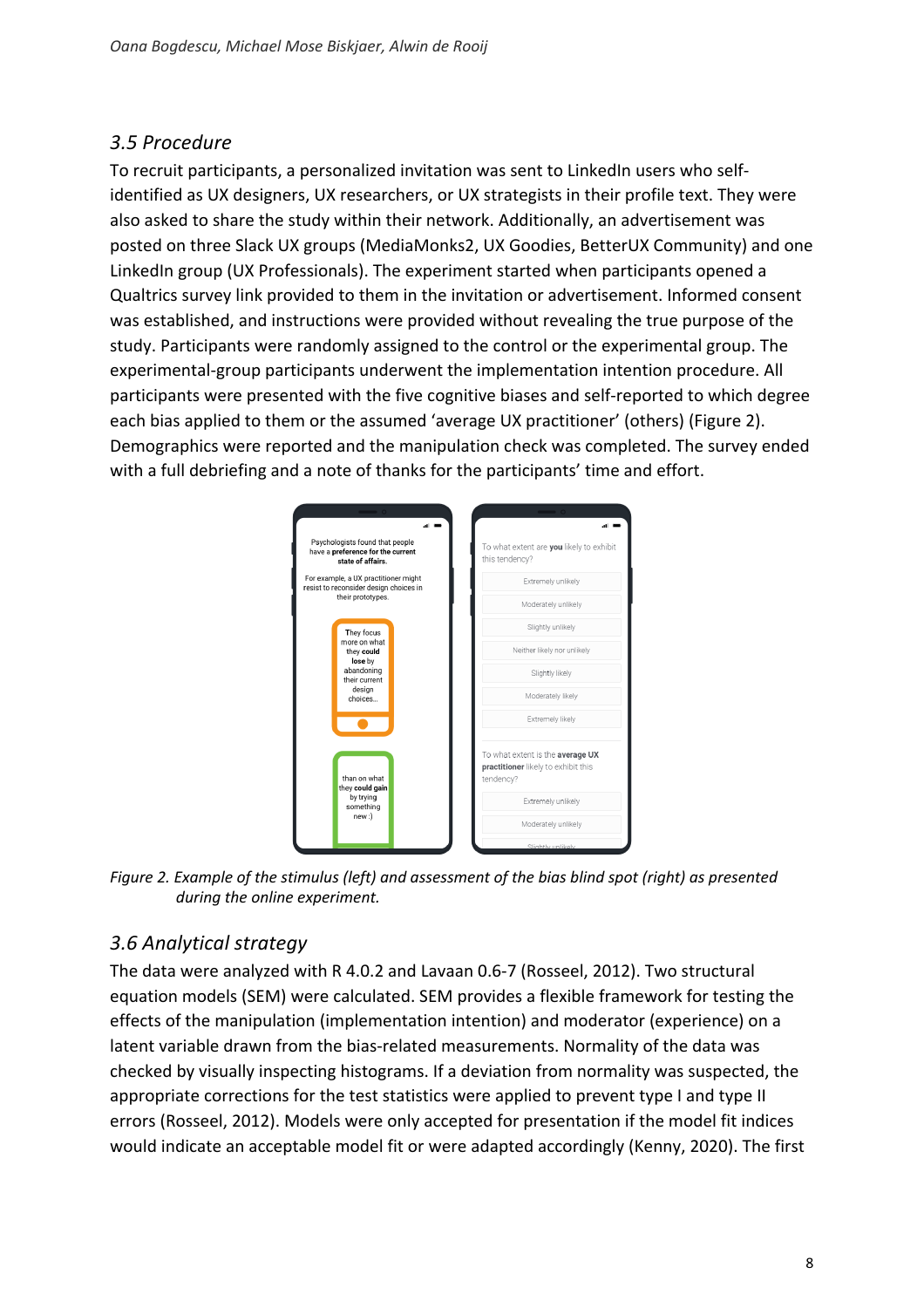### 3.5 Procedure

To recruit participants, a personalized invitation was sent to LinkedIn users who self-identified as UX designers, UX researchers, or UX strategists in their profile text. They were also asked to share the study within their network. Additionally, an advertisement was posted on three Slack UX groups (MediaMonks2, UX Goodies, BetterUX Community) and one LinkedIn group (UX Professionals). The experiment started when participants opened a Qualtrics survey link provided to them in the invitation or advertisement. Informed consent was established, and instructions were provided without revealing the true purpose of the study. Participants were randomly assigned to the control or the experimental group. The experimental-group participants underwent the implementation intention procedure. All participants were presented with the five cognitive biases and self-reported to which degree each bias applied to them or the assumed 'average UX practitioner' (others) (Figure 2). Demographics were reported and the manipulation check was completed. The survey ended with a full debriefing and a note of thanks for the participants' time and effort.

*Figure 2. Example of the stimulus (left) and assessment of the bias blind spot (right) as presented during the online experiment.*

### 3.6 Analytical strategy

The data were analyzed with R 4.0.2 and Lavaan 0.6-7 (Rosseel, 2012). Two structural equation models (SEM) were calculated. SEM provides a flexible framework for testing the effects of the manipulation (implementation intention) and moderator (experience) on a latent variable drawn from the bias-related measurements. Normality of the data was checked by visually inspecting histograms. If a deviation from normality was suspected, the appropriate corrections for the test statistics were applied to prevent type I and type II errors (Rosseel, 2012). Models were only accepted for presentation if the model fit indices would indicate an acceptable model fit or were adapted accordingly (Kenny, 2020). The first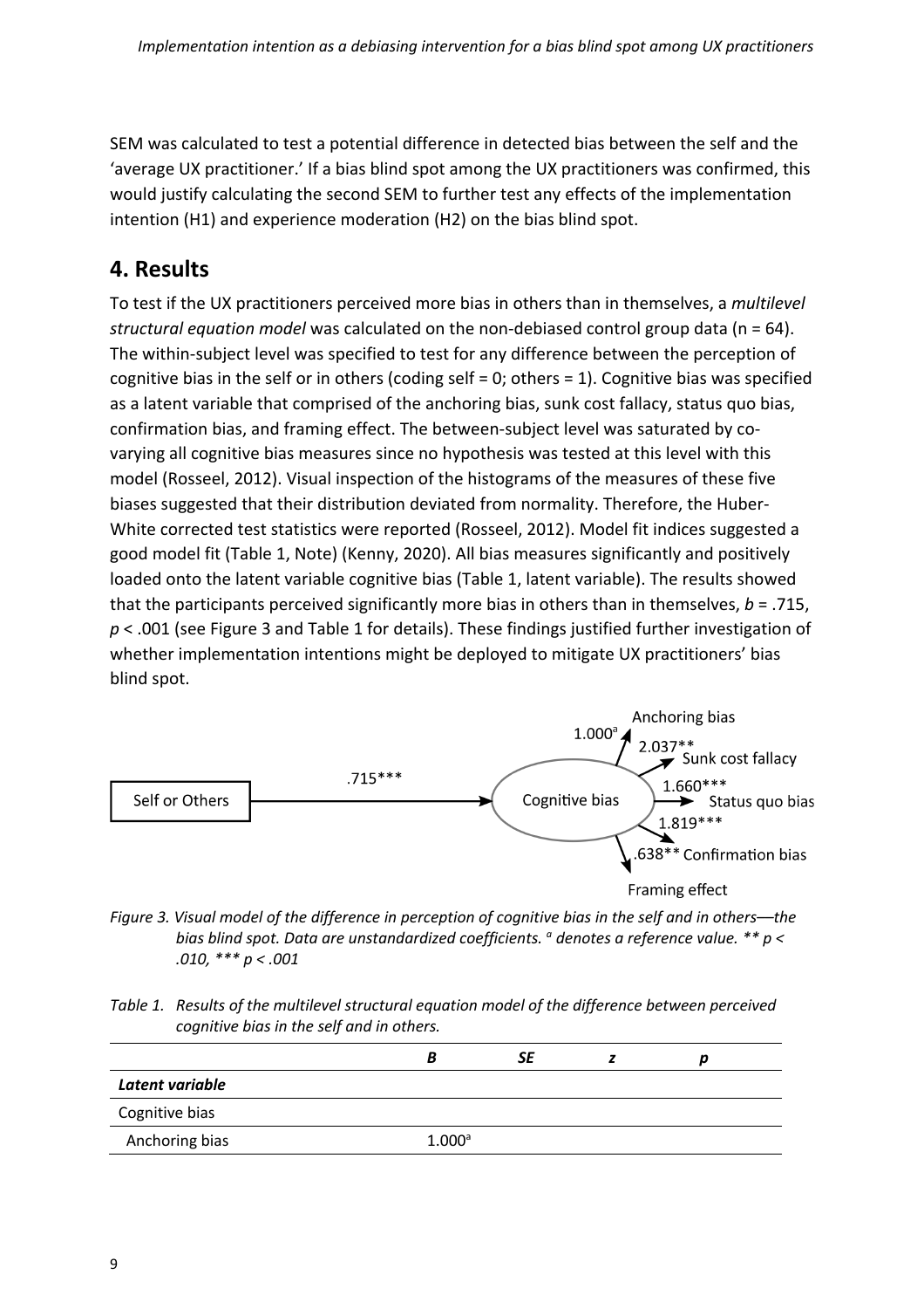SEM was calculated to test a potential difference in detected bias between the self and the 'average UX practitioner.' If a bias blind spot among the UX practitioners was confirmed, this would justify calculating the second SEM to further test any effects of the implementation intention (H1) and experience moderation (H2) on the bias blind spot.

## 4. Results

To test if the UX practitioners perceived more bias in others than in themselves, a *multilevel structural equation model* was calculated on the non-debiased control group data (n = 64). The within-subject level was specified to test for any difference between the perception of cognitive bias in the self or in others (coding self = 0; others = 1). Cognitive bias was specified as a latent variable that comprised of the anchoring bias, sunk cost fallacy, status quo bias, confirmation bias, and framing effect. The between-subject level was saturated by co-varying all cognitive bias measures since no hypothesis was tested at this level with this model (Rosseel, 2012). Visual inspection of the histograms of the measures of these five biases suggested that their distribution deviated from normality. Therefore, the Huber-White corrected test statistics were reported (Rosseel, 2012). Model fit indices suggested a good model fit (Table 1, Note) (Kenny, 2020). All bias measures significantly and positively loaded onto the latent variable cognitive bias (Table 1, latent variable). The results showed that the participants perceived significantly more bias in others than in themselves, $b = .715$, $p < .001$ (see Figure 3 and Table 1 for details). These findings justified further investigation of whether implementation intentions might be deployed to mitigate UX practitioners' bias blind spot.

*Figure 3. Visual model of the difference in perception of cognitive bias in the self and in others—the bias blind spot. Data are unstandardized coefficients. [a] denotes a reference value. \*\* $p < .010$, \*\*\* $p < .001$*

*Table 1. Results of the multilevel structural equation model of the difference between perceived cognitive bias in the self and in others.*

| | *B* | *SE* | *z* | *p* |
|---|---|---|---|---|
| ***Latent variable*** | | | | |
| Cognitive bias | | | | |
| Anchoring bias | 1.000[a] | | | |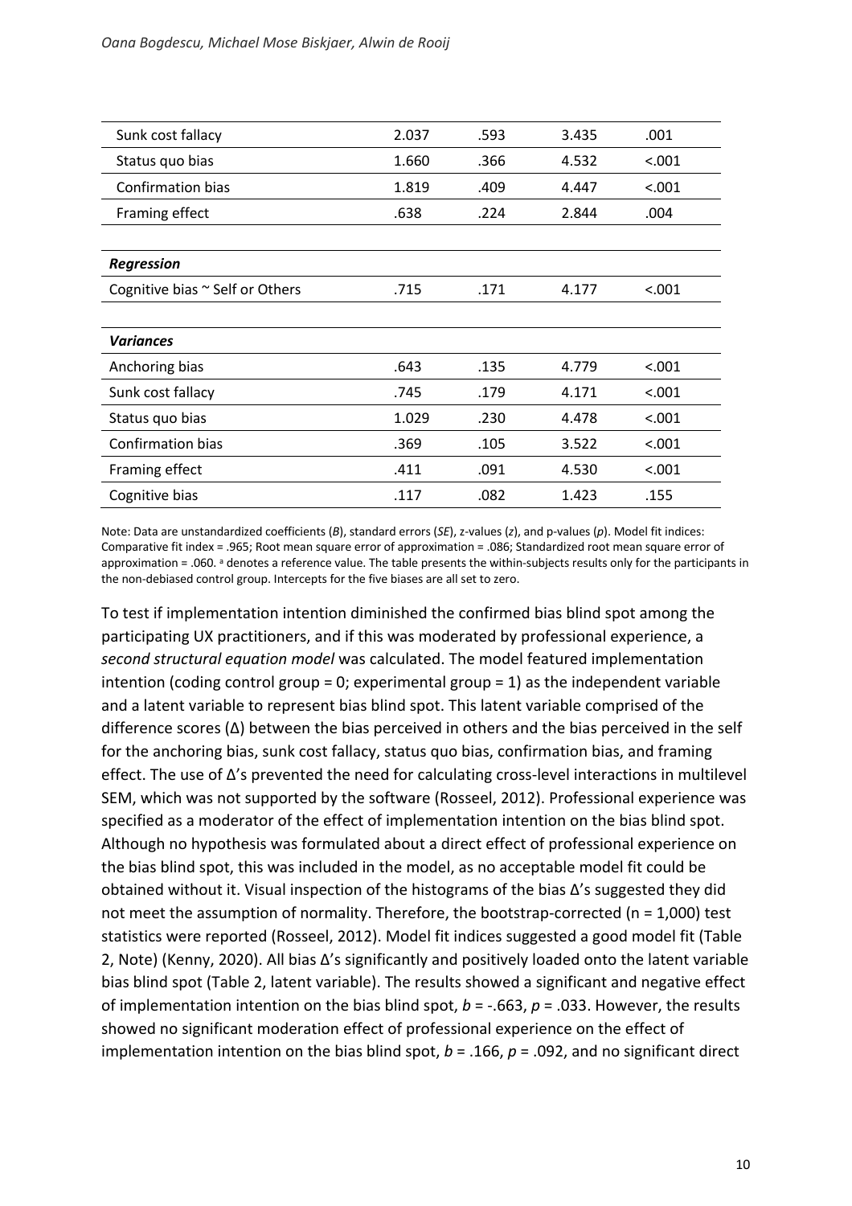| | | | | |
|---|---|---|---|---|
| Sunk cost fallacy | 2.037 | .593 | 3.435 | .001 |
| Status quo bias | 1.660 | .366 | 4.532 | <.001 |
| Confirmation bias | 1.819 | .409 | 4.447 | <.001 |
| Framing effect | .638 | .224 | 2.844 | .004 |
| | | | | |
| ***Regression*** | | | | |
| Cognitive bias ~ Self or Others | .715 | .171 | 4.177 | <.001 |
| | | | | |
| ***Variances*** | | | | |
| Anchoring bias | .643 | .135 | 4.779 | <.001 |
| Sunk cost fallacy | .745 | .179 | 4.171 | <.001 |
| Status quo bias | 1.029 | .230 | 4.478 | <.001 |
| Confirmation bias | .369 | .105 | 3.522 | <.001 |
| Framing effect | .411 | .091 | 4.530 | <.001 |
| Cognitive bias | .117 | .082 | 1.423 | .155 |

Note: Data are unstandardized coefficients (*B*), standard errors (*SE*), z-values (*z*), and p-values (*p*). Model fit indices: Comparative fit index = .965; Root mean square error of approximation = .086; Standardized root mean square error of approximation = .060. [a] denotes a reference value. The table presents the within-subjects results only for the participants in the non-debiased control group. Intercepts for the five biases are all set to zero.

To test if implementation intention diminished the confirmed bias blind spot among the participating UX practitioners, and if this was moderated by professional experience, a *second structural equation model* was calculated. The model featured implementation intention (coding control group = 0; experimental group = 1) as the independent variable and a latent variable to represent bias blind spot. This latent variable comprised of the difference scores (Δ) between the bias perceived in others and the bias perceived in the self for the anchoring bias, sunk cost fallacy, status quo bias, confirmation bias, and framing effect. The use of Δ's prevented the need for calculating cross-level interactions in multilevel SEM, which was not supported by the software (Rosseel, 2012). Professional experience was specified as a moderator of the effect of implementation intention on the bias blind spot. Although no hypothesis was formulated about a direct effect of professional experience on the bias blind spot, this was included in the model, as no acceptable model fit could be obtained without it. Visual inspection of the histograms of the bias Δ's suggested they did not meet the assumption of normality. Therefore, the bootstrap-corrected (n = 1,000) test statistics were reported (Rosseel, 2012). Model fit indices suggested a good model fit (Table 2, Note) (Kenny, 2020). All bias Δ's significantly and positively loaded onto the latent variable bias blind spot (Table 2, latent variable). The results showed a significant and negative effect of implementation intention on the bias blind spot, $b = -.663$, $p = .033$. However, the results showed no significant moderation effect of professional experience on the effect of implementation intention on the bias blind spot, $b = .166$, $p = .092$, and no significant direct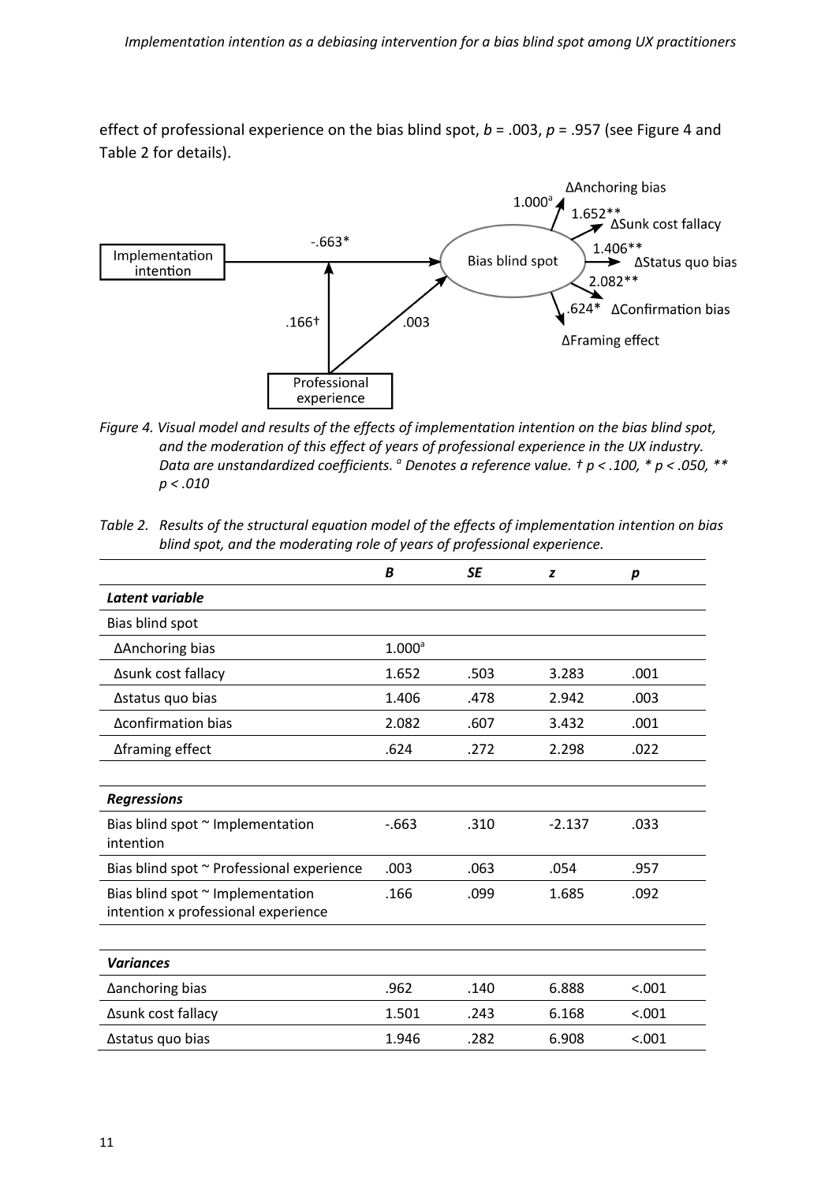effect of professional experience on the bias blind spot, $b = .003$, $p = .957$ (see Figure 4 and Table 2 for details).

*Figure 4. Visual model and results of the effects of implementation intention on the bias blind spot, and the moderation of this effect of years of professional experience in the UX industry. Data are unstandardized coefficients. [a] Denotes a reference value. † $p < .100$, * $p < .050$, ** $p < .010$*

*Table 2. Results of the structural equation model of the effects of implementation intention on bias blind spot, and the moderating role of years of professional experience.*

| | *B* | *SE* | *z* | *p* |
|---|---|---|---|---|
| ***Latent variable*** | | | | |
| Bias blind spot | | | | |
| ΔAnchoring bias | 1.000[a] | | | |
| Δsunk cost fallacy | 1.652 | .503 | 3.283 | .001 |
| Δstatus quo bias | 1.406 | .478 | 2.942 | .003 |
| Δconfirmation bias | 2.082 | .607 | 3.432 | .001 |
| Δframing effect | .624 | .272 | 2.298 | .022 |
| | | | | |
| ***Regressions*** | | | | |
| Bias blind spot ~ Implementation intention | -.663 | .310 | -2.137 | .033 |
| Bias blind spot ~ Professional experience | .003 | .063 | .054 | .957 |
| Bias blind spot ~ Implementation intention x professional experience | .166 | .099 | 1.685 | .092 |
| | | | | |
| ***Variances*** | | | | |
| Δanchoring bias | .962 | .140 | 6.888 | <.001 |
| Δsunk cost fallacy | 1.501 | .243 | 6.168 | <.001 |
| Δstatus quo bias | 1.946 | .282 | 6.908 | <.001 |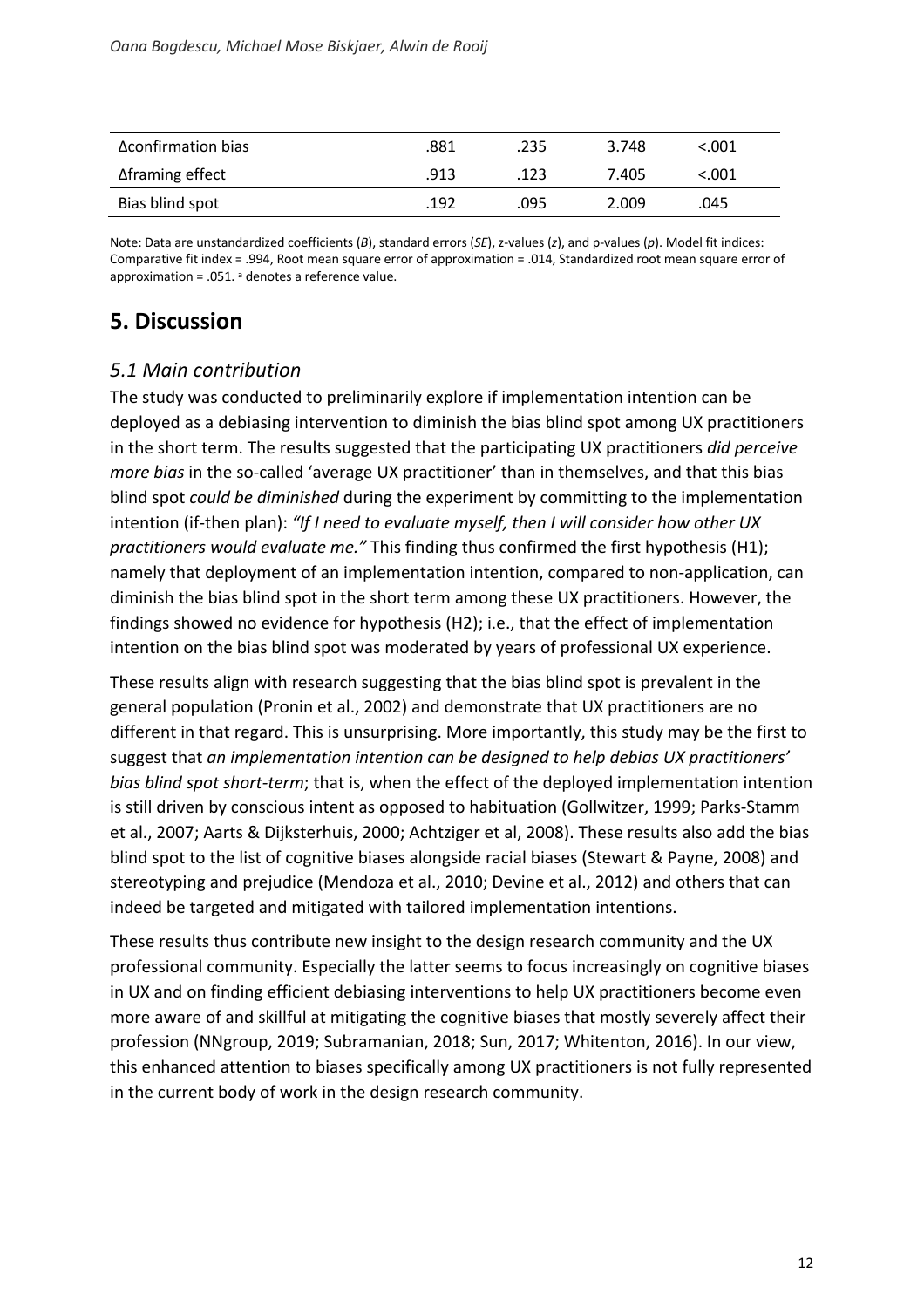| | | | | |
|---|---|---|---|---|
| Δconfirmation bias | .881 | .235 | 3.748 | <.001 |
| Δframing effect | .913 | .123 | 7.405 | <.001 |
| Bias blind spot | .192 | .095 | 2.009 | .045 |

Note: Data are unstandardized coefficients (*B*), standard errors (*SE*), z-values (*z*), and p-values (*p*). Model fit indices: Comparative fit index = .994, Root mean square error of approximation = .014, Standardized root mean square error of approximation = .051. [a] denotes a reference value.

# 5. Discussion

## *5.1 Main contribution*

The study was conducted to preliminarily explore if implementation intention can be deployed as a debiasing intervention to diminish the bias blind spot among UX practitioners in the short term. The results suggested that the participating UX practitioners *did perceive more bias* in the so-called 'average UX practitioner' than in themselves, and that this bias blind spot *could be diminished* during the experiment by committing to the implementation intention (if-then plan): *"If I need to evaluate myself, then I will consider how other UX practitioners would evaluate me."* This finding thus confirmed the first hypothesis (H1); namely that deployment of an implementation intention, compared to non-application, can diminish the bias blind spot in the short term among these UX practitioners. However, the findings showed no evidence for hypothesis (H2); i.e., that the effect of implementation intention on the bias blind spot was moderated by years of professional UX experience.

These results align with research suggesting that the bias blind spot is prevalent in the general population (Pronin et al., 2002) and demonstrate that UX practitioners are no different in that regard. This is unsurprising. More importantly, this study may be the first to suggest that *an implementation intention can be designed to help debias UX practitioners' bias blind spot short-term*; that is, when the effect of the deployed implementation intention is still driven by conscious intent as opposed to habituation (Gollwitzer, 1999; Parks-Stamm et al., 2007; Aarts & Dijksterhuis, 2000; Achtziger et al, 2008). These results also add the bias blind spot to the list of cognitive biases alongside racial biases (Stewart & Payne, 2008) and stereotyping and prejudice (Mendoza et al., 2010; Devine et al., 2012) and others that can indeed be targeted and mitigated with tailored implementation intentions.

These results thus contribute new insight to the design research community and the UX professional community. Especially the latter seems to focus increasingly on cognitive biases in UX and on finding efficient debiasing interventions to help UX practitioners become even more aware of and skillful at mitigating the cognitive biases that mostly severely affect their profession (NNgroup, 2019; Subramanian, 2018; Sun, 2017; Whitenton, 2016). In our view, this enhanced attention to biases specifically among UX practitioners is not fully represented in the current body of work in the design research community.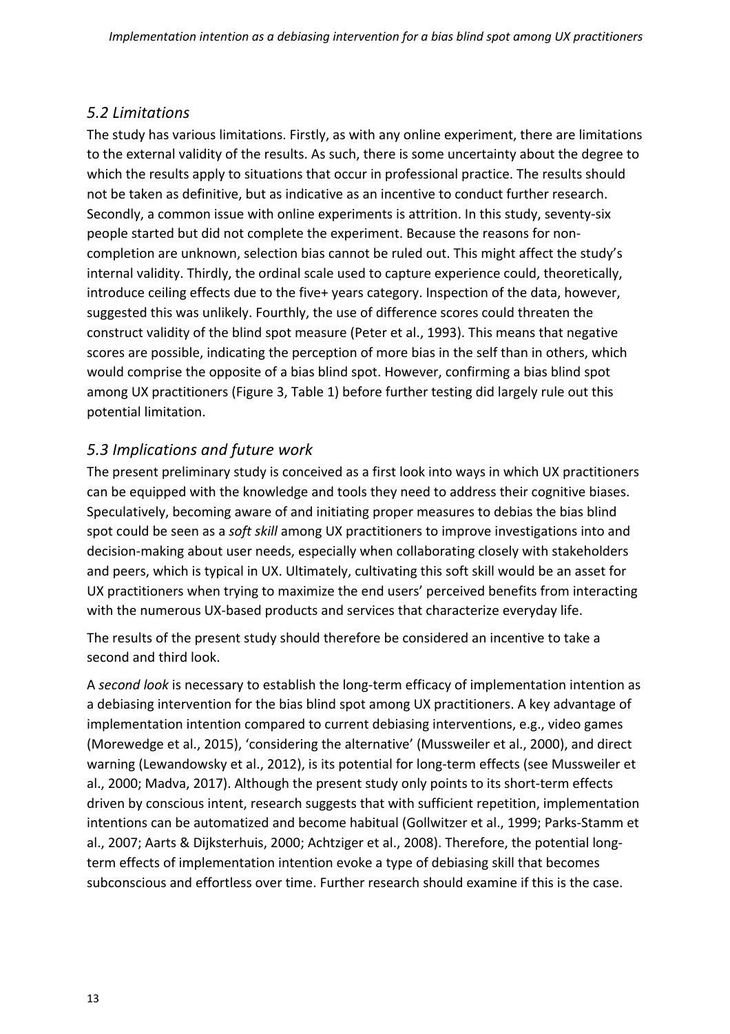### *5.2 Limitations*

The study has various limitations. Firstly, as with any online experiment, there are limitations to the external validity of the results. As such, there is some uncertainty about the degree to which the results apply to situations that occur in professional practice. The results should not be taken as definitive, but as indicative as an incentive to conduct further research. Secondly, a common issue with online experiments is attrition. In this study, seventy-six people started but did not complete the experiment. Because the reasons for non-completion are unknown, selection bias cannot be ruled out. This might affect the study's internal validity. Thirdly, the ordinal scale used to capture experience could, theoretically, introduce ceiling effects due to the five+ years category. Inspection of the data, however, suggested this was unlikely. Fourthly, the use of difference scores could threaten the construct validity of the blind spot measure (Peter et al., 1993). This means that negative scores are possible, indicating the perception of more bias in the self than in others, which would comprise the opposite of a bias blind spot. However, confirming a bias blind spot among UX practitioners (Figure 3, Table 1) before further testing did largely rule out this potential limitation.

### *5.3 Implications and future work*

The present preliminary study is conceived as a first look into ways in which UX practitioners can be equipped with the knowledge and tools they need to address their cognitive biases. Speculatively, becoming aware of and initiating proper measures to debias the bias blind spot could be seen as a *soft skill* among UX practitioners to improve investigations into and decision-making about user needs, especially when collaborating closely with stakeholders and peers, which is typical in UX. Ultimately, cultivating this soft skill would be an asset for UX practitioners when trying to maximize the end users' perceived benefits from interacting with the numerous UX-based products and services that characterize everyday life.

The results of the present study should therefore be considered an incentive to take a second and third look.

A *second look* is necessary to establish the long-term efficacy of implementation intention as a debiasing intervention for the bias blind spot among UX practitioners. A key advantage of implementation intention compared to current debiasing interventions, e.g., video games (Morewedge et al., 2015), 'considering the alternative' (Mussweiler et al., 2000), and direct warning (Lewandowsky et al., 2012), is its potential for long-term effects (see Mussweiler et al., 2000; Madva, 2017). Although the present study only points to its short-term effects driven by conscious intent, research suggests that with sufficient repetition, implementation intentions can be automatized and become habitual (Gollwitzer et al., 1999; Parks-Stamm et al., 2007; Aarts & Dijksterhuis, 2000; Achtziger et al., 2008). Therefore, the potential long-term effects of implementation intention evoke a type of debiasing skill that becomes subconscious and effortless over time. Further research should examine if this is the case.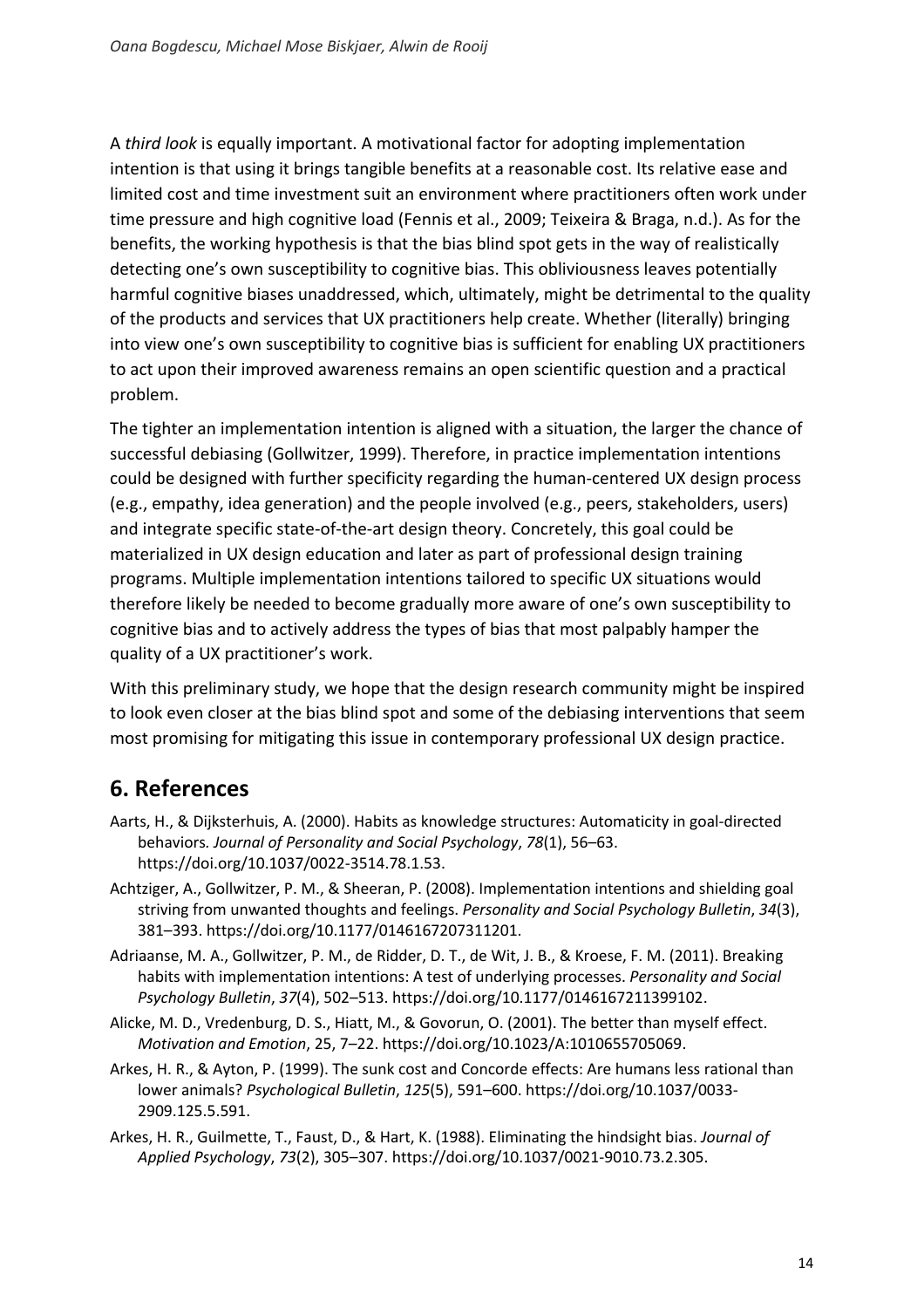A *third look* is equally important. A motivational factor for adopting implementation intention is that using it brings tangible benefits at a reasonable cost. Its relative ease and limited cost and time investment suit an environment where practitioners often work under time pressure and high cognitive load (Fennis et al., 2009; Teixeira & Braga, n.d.). As for the benefits, the working hypothesis is that the bias blind spot gets in the way of realistically detecting one's own susceptibility to cognitive bias. This obliviousness leaves potentially harmful cognitive biases unaddressed, which, ultimately, might be detrimental to the quality of the products and services that UX practitioners help create. Whether (literally) bringing into view one's own susceptibility to cognitive bias is sufficient for enabling UX practitioners to act upon their improved awareness remains an open scientific question and a practical problem.

The tighter an implementation intention is aligned with a situation, the larger the chance of successful debiasing (Gollwitzer, 1999). Therefore, in practice implementation intentions could be designed with further specificity regarding the human-centered UX design process (e.g., empathy, idea generation) and the people involved (e.g., peers, stakeholders, users) and integrate specific state-of-the-art design theory. Concretely, this goal could be materialized in UX design education and later as part of professional design training programs. Multiple implementation intentions tailored to specific UX situations would therefore likely be needed to become gradually more aware of one's own susceptibility to cognitive bias and to actively address the types of bias that most palpably hamper the quality of a UX practitioner's work.

With this preliminary study, we hope that the design research community might be inspired to look even closer at the bias blind spot and some of the debiasing interventions that seem most promising for mitigating this issue in contemporary professional UX design practice.

## 6. References

Aarts, H., & Dijksterhuis, A. (2000). Habits as knowledge structures: Automaticity in goal-directed behaviors*. Journal of Personality and Social Psychology*, *78*(1), 56–63. https://doi.org/10.1037/0022-3514.78.1.53.

Achtziger, A., Gollwitzer, P. M., & Sheeran, P. (2008). Implementation intentions and shielding goal striving from unwanted thoughts and feelings. *Personality and Social Psychology Bulletin*, *34*(3), 381–393. https://doi.org/10.1177/0146167207311201.

Adriaanse, M. A., Gollwitzer, P. M., de Ridder, D. T., de Wit, J. B., & Kroese, F. M. (2011). Breaking habits with implementation intentions: A test of underlying processes. *Personality and Social Psychology Bulletin*, *37*(4), 502–513. https://doi.org/10.1177/0146167211399102.

Alicke, M. D., Vredenburg, D. S., Hiatt, M., & Govorun, O. (2001). The better than myself effect. *Motivation and Emotion*, 25, 7–22. https://doi.org/10.1023/A:1010655705069.

Arkes, H. R., & Ayton, P. (1999). The sunk cost and Concorde effects: Are humans less rational than lower animals? *Psychological Bulletin*, *125*(5), 591–600. https://doi.org/10.1037/0033-2909.125.5.591.

Arkes, H. R., Guilmette, T., Faust, D., & Hart, K. (1988). Eliminating the hindsight bias. *Journal of Applied Psychology*, *73*(2), 305–307. https://doi.org/10.1037/0021-9010.73.2.305.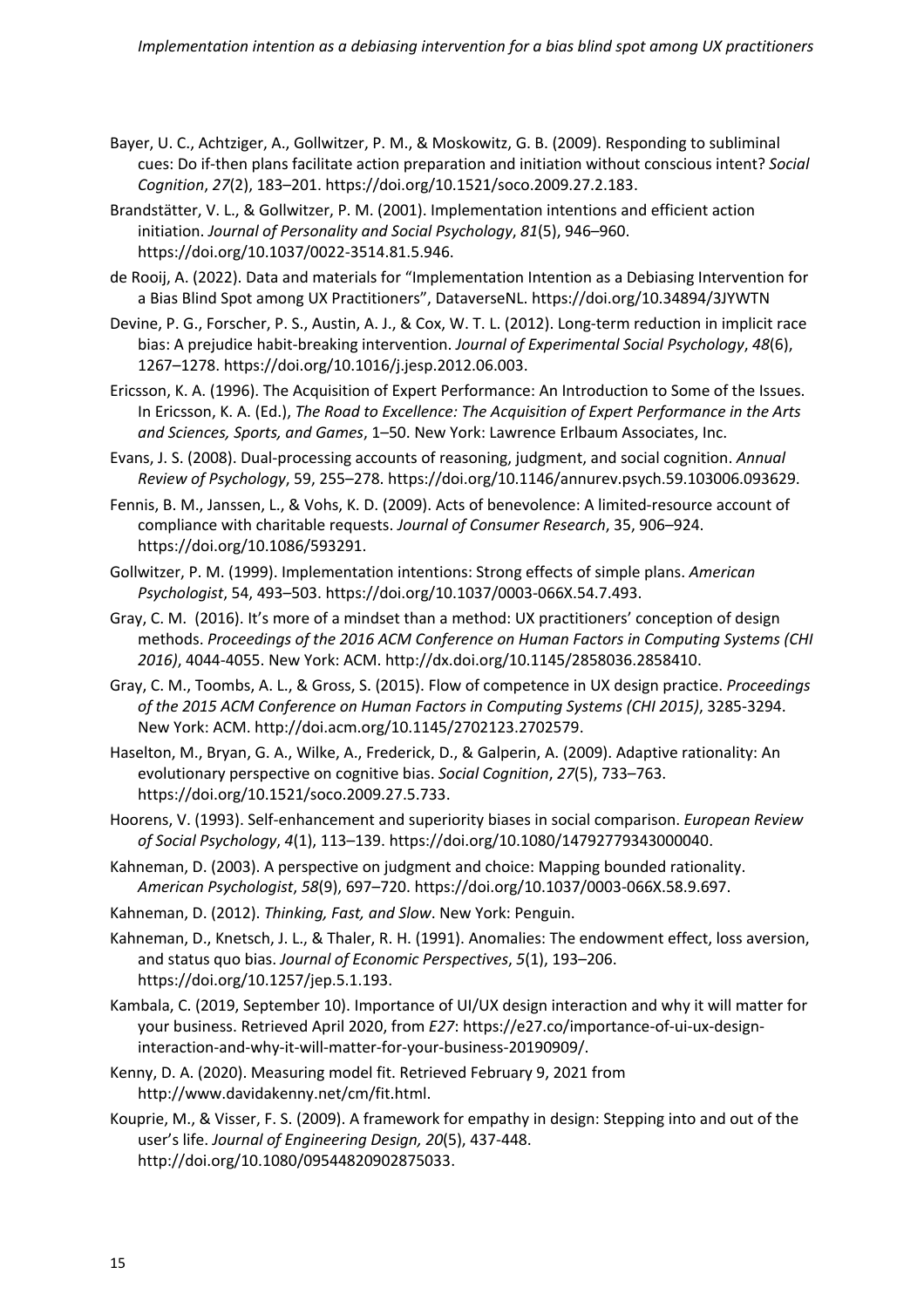Bayer, U. C., Achtziger, A., Gollwitzer, P. M., & Moskowitz, G. B. (2009). Responding to subliminal cues: Do if-then plans facilitate action preparation and initiation without conscious intent? *Social Cognition*, *27*(2), 183–201. https://doi.org/10.1521/soco.2009.27.2.183.

Brandstätter, V. L., & Gollwitzer, P. M. (2001). Implementation intentions and efficient action initiation. *Journal of Personality and Social Psychology*, *81*(5), 946–960. https://doi.org/10.1037/0022-3514.81.5.946.

de Rooij, A. (2022). Data and materials for "Implementation Intention as a Debiasing Intervention for a Bias Blind Spot among UX Practitioners", DataverseNL. https://doi.org/10.34894/3JYWTN

Devine, P. G., Forscher, P. S., Austin, A. J., & Cox, W. T. L. (2012). Long-term reduction in implicit race bias: A prejudice habit-breaking intervention. *Journal of Experimental Social Psychology*, *48*(6), 1267–1278. https://doi.org/10.1016/j.jesp.2012.06.003.

Ericsson, K. A. (1996). The Acquisition of Expert Performance: An Introduction to Some of the Issues. In Ericsson, K. A. (Ed.), *The Road to Excellence: The Acquisition of Expert Performance in the Arts and Sciences, Sports, and Games*, 1–50. New York: Lawrence Erlbaum Associates, Inc.

Evans, J. S. (2008). Dual-processing accounts of reasoning, judgment, and social cognition. *Annual Review of Psychology*, 59, 255–278. https://doi.org/10.1146/annurev.psych.59.103006.093629.

Fennis, B. M., Janssen, L., & Vohs, K. D. (2009). Acts of benevolence: A limited-resource account of compliance with charitable requests. *Journal of Consumer Research*, 35, 906–924. https://doi.org/10.1086/593291.

Gollwitzer, P. M. (1999). Implementation intentions: Strong effects of simple plans. *American Psychologist*, 54, 493–503. https://doi.org/10.1037/0003-066X.54.7.493.

Gray, C. M. (2016). It's more of a mindset than a method: UX practitioners' conception of design methods. *Proceedings of the 2016 ACM Conference on Human Factors in Computing Systems (CHI 2016)*, 4044-4055. New York: ACM. http://dx.doi.org/10.1145/2858036.2858410.

Gray, C. M., Toombs, A. L., & Gross, S. (2015). Flow of competence in UX design practice. *Proceedings of the 2015 ACM Conference on Human Factors in Computing Systems (CHI 2015)*, 3285-3294. New York: ACM. http://doi.acm.org/10.1145/2702123.2702579.

Haselton, M., Bryan, G. A., Wilke, A., Frederick, D., & Galperin, A. (2009). Adaptive rationality: An evolutionary perspective on cognitive bias. *Social Cognition*, *27*(5), 733–763. https://doi.org/10.1521/soco.2009.27.5.733.

Hoorens, V. (1993). Self-enhancement and superiority biases in social comparison. *European Review of Social Psychology*, *4*(1), 113–139. https://doi.org/10.1080/14792779343000040.

Kahneman, D. (2003). A perspective on judgment and choice: Mapping bounded rationality. *American Psychologist*, *58*(9), 697–720. https://doi.org/10.1037/0003-066X.58.9.697.

Kahneman, D. (2012). *Thinking, Fast, and Slow*. New York: Penguin.

Kahneman, D., Knetsch, J. L., & Thaler, R. H. (1991). Anomalies: The endowment effect, loss aversion, and status quo bias. *Journal of Economic Perspectives*, *5*(1), 193–206. https://doi.org/10.1257/jep.5.1.193.

Kambala, C. (2019, September 10). Importance of UI/UX design interaction and why it will matter for your business. Retrieved April 2020, from *E27*: https://e27.co/importance-of-ui-ux-design-interaction-and-why-it-will-matter-for-your-business-20190909/.

Kenny, D. A. (2020). Measuring model fit. Retrieved February 9, 2021 from http://www.davidakenny.net/cm/fit.html.

Kouprie, M., & Visser, F. S. (2009). A framework for empathy in design: Stepping into and out of the user's life. *Journal of Engineering Design, 20*(5), 437-448. http://doi.org/10.1080/09544820902875033.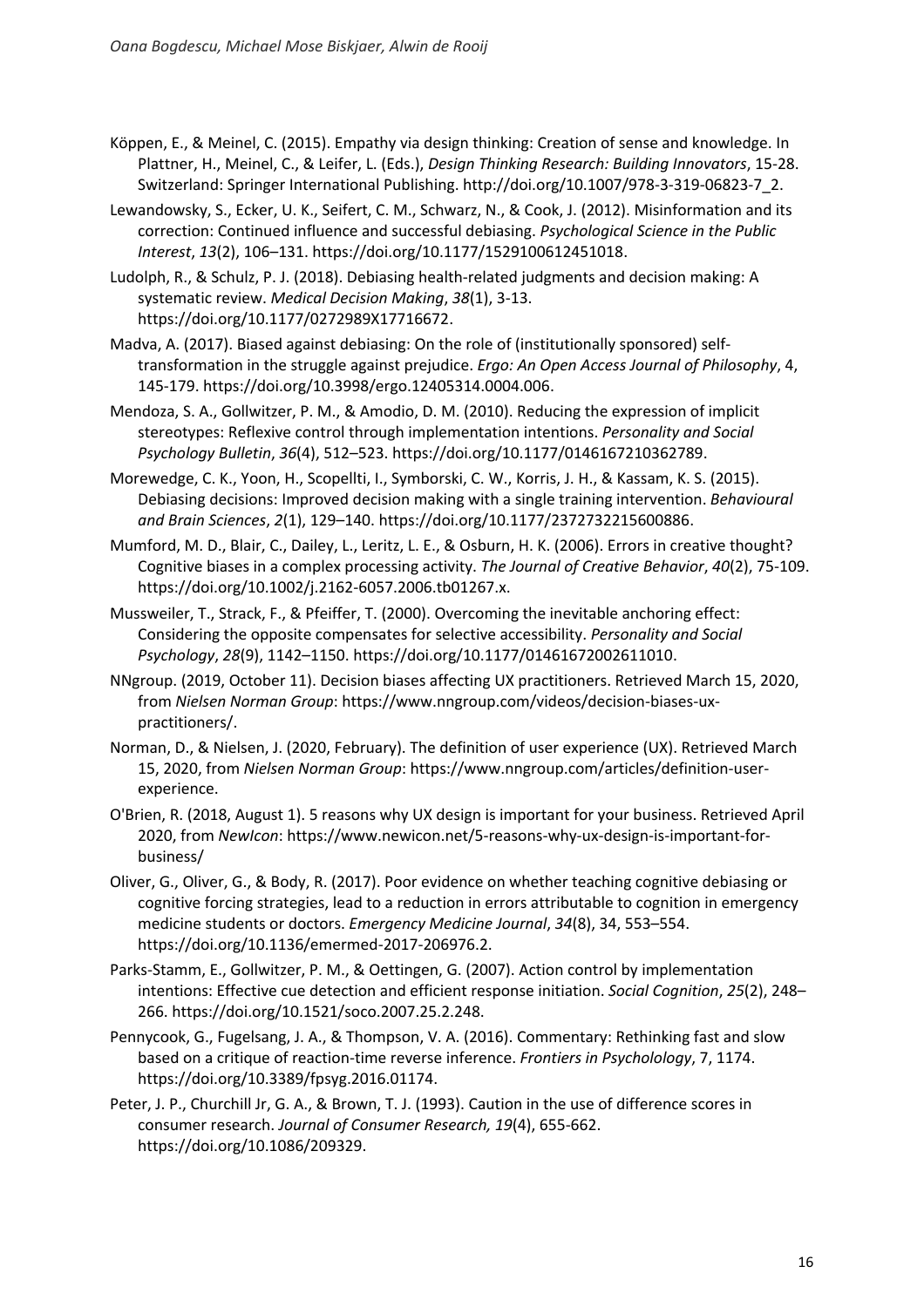Köppen, E., & Meinel, C. (2015). Empathy via design thinking: Creation of sense and knowledge. In Plattner, H., Meinel, C., & Leifer, L. (Eds.), *Design Thinking Research: Building Innovators*, 15-28. Switzerland: Springer International Publishing. http://doi.org/10.1007/978-3-319-06823-7_2.

Lewandowsky, S., Ecker, U. K., Seifert, C. M., Schwarz, N., & Cook, J. (2012). Misinformation and its correction: Continued influence and successful debiasing. *Psychological Science in the Public Interest*, *13*(2), 106–131. https://doi.org/10.1177/1529100612451018.

Ludolph, R., & Schulz, P. J. (2018). Debiasing health-related judgments and decision making: A systematic review. *Medical Decision Making*, *38*(1), 3-13. https://doi.org/10.1177/0272989X17716672.

Madva, A. (2017). Biased against debiasing: On the role of (institutionally sponsored) self-transformation in the struggle against prejudice. *Ergo: An Open Access Journal of Philosophy*, 4, 145-179. https://doi.org/10.3998/ergo.12405314.0004.006.

Mendoza, S. A., Gollwitzer, P. M., & Amodio, D. M. (2010). Reducing the expression of implicit stereotypes: Reflexive control through implementation intentions. *Personality and Social Psychology Bulletin*, *36*(4), 512–523. https://doi.org/10.1177/0146167210362789.

Morewedge, C. K., Yoon, H., Scopellti, I., Symborski, C. W., Korris, J. H., & Kassam, K. S. (2015). Debiasing decisions: Improved decision making with a single training intervention. *Behavioural and Brain Sciences*, *2*(1), 129–140. https://doi.org/10.1177/2372732215600886.

Mumford, M. D., Blair, C., Dailey, L., Leritz, L. E., & Osburn, H. K. (2006). Errors in creative thought? Cognitive biases in a complex processing activity. *The Journal of Creative Behavior*, *40*(2), 75-109. https://doi.org/10.1002/j.2162-6057.2006.tb01267.x.

Mussweiler, T., Strack, F., & Pfeiffer, T. (2000). Overcoming the inevitable anchoring effect: Considering the opposite compensates for selective accessibility. *Personality and Social Psychology*, *28*(9), 1142–1150. https://doi.org/10.1177/01461672002611010.

NNgroup. (2019, October 11). Decision biases affecting UX practitioners. Retrieved March 15, 2020, from *Nielsen Norman Group*: https://www.nngroup.com/videos/decision-biases-ux-practitioners/.

Norman, D., & Nielsen, J. (2020, February). The definition of user experience (UX). Retrieved March 15, 2020, from *Nielsen Norman Group*: https://www.nngroup.com/articles/definition-user-experience.

O'Brien, R. (2018, August 1). 5 reasons why UX design is important for your business. Retrieved April 2020, from *NewIcon*: https://www.newicon.net/5-reasons-why-ux-design-is-important-for-business/

Oliver, G., Oliver, G., & Body, R. (2017). Poor evidence on whether teaching cognitive debiasing or cognitive forcing strategies, lead to a reduction in errors attributable to cognition in emergency medicine students or doctors. *Emergency Medicine Journal*, *34*(8), 34, 553–554. https://doi.org/10.1136/emermed-2017-206976.2.

Parks-Stamm, E., Gollwitzer, P. M., & Oettingen, G. (2007). Action control by implementation intentions: Effective cue detection and efficient response initiation. *Social Cognition*, *25*(2), 248–266. https://doi.org/10.1521/soco.2007.25.2.248.

Pennycook, G., Fugelsang, J. A., & Thompson, V. A. (2016). Commentary: Rethinking fast and slow based on a critique of reaction-time reverse inference. *Frontiers in Psycholology*, 7, 1174. https://doi.org/10.3389/fpsyg.2016.01174.

Peter, J. P., Churchill Jr, G. A., & Brown, T. J. (1993). Caution in the use of difference scores in consumer research. *Journal of Consumer Research, 19*(4), 655-662. https://doi.org/10.1086/209329.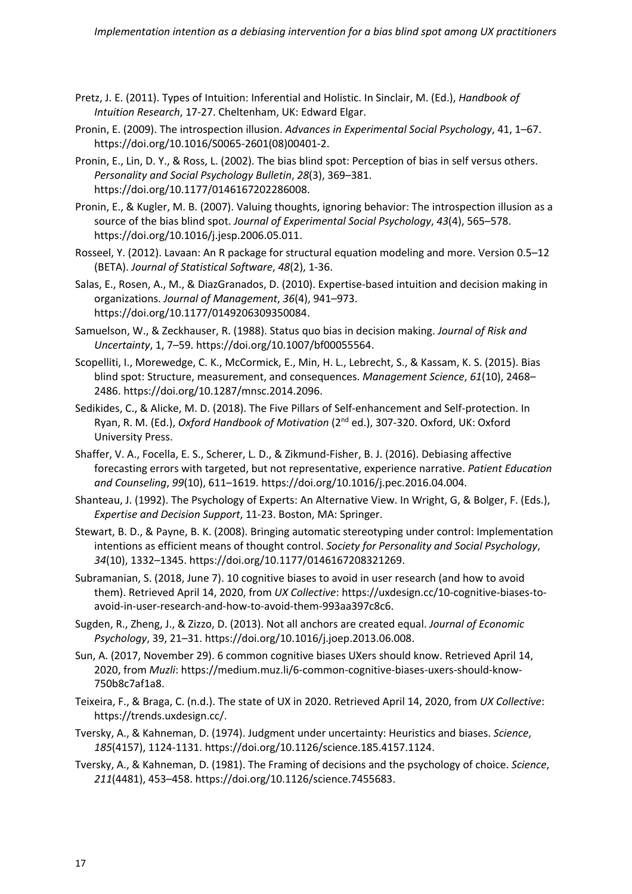Pretz, J. E. (2011). Types of Intuition: Inferential and Holistic. In Sinclair, M. (Ed.), *Handbook of Intuition Research*, 17-27. Cheltenham, UK: Edward Elgar.

Pronin, E. (2009). The introspection illusion. *Advances in Experimental Social Psychology*, 41, 1–67. https://doi.org/10.1016/S0065-2601(08)00401-2.

Pronin, E., Lin, D. Y., & Ross, L. (2002). The bias blind spot: Perception of bias in self versus others. *Personality and Social Psychology Bulletin*, *28*(3), 369–381. https://doi.org/10.1177/0146167202286008.

Pronin, E., & Kugler, M. B. (2007). Valuing thoughts, ignoring behavior: The introspection illusion as a source of the bias blind spot. *Journal of Experimental Social Psychology*, *43*(4), 565–578. https://doi.org/10.1016/j.jesp.2006.05.011.

Rosseel, Y. (2012). Lavaan: An R package for structural equation modeling and more. Version 0.5–12 (BETA). *Journal of Statistical Software*, *48*(2), 1-36.

Salas, E., Rosen, A., M., & DiazGranados, D. (2010). Expertise-based intuition and decision making in organizations. *Journal of Management*, *36*(4), 941–973. https://doi.org/10.1177/0149206309350084.

Samuelson, W., & Zeckhauser, R. (1988). Status quo bias in decision making. *Journal of Risk and Uncertainty*, 1, 7–59. https://doi.org/10.1007/bf00055564.

Scopelliti, I., Morewedge, C. K., McCormick, E., Min, H. L., Lebrecht, S., & Kassam, K. S. (2015). Bias blind spot: Structure, measurement, and consequences. *Management Science*, *61*(10), 2468–2486. https://doi.org/10.1287/mnsc.2014.2096.

Sedikides, C., & Alicke, M. D. (2018). The Five Pillars of Self-enhancement and Self-protection. In Ryan, R. M. (Ed.), *Oxford Handbook of Motivation* (2nd ed.), 307-320. Oxford, UK: Oxford University Press.

Shaffer, V. A., Focella, E. S., Scherer, L. D., & Zikmund-Fisher, B. J. (2016). Debiasing affective forecasting errors with targeted, but not representative, experience narrative. *Patient Education and Counseling*, *99*(10), 611–1619. https://doi.org/10.1016/j.pec.2016.04.004.

Shanteau, J. (1992). The Psychology of Experts: An Alternative View. In Wright, G, & Bolger, F. (Eds.), *Expertise and Decision Support*, 11-23. Boston, MA: Springer.

Stewart, B. D., & Payne, B. K. (2008). Bringing automatic stereotyping under control: Implementation intentions as efficient means of thought control. *Society for Personality and Social Psychology*, *34*(10), 1332–1345. https://doi.org/10.1177/0146167208321269.

Subramanian, S. (2018, June 7). 10 cognitive biases to avoid in user research (and how to avoid them). Retrieved April 14, 2020, from *UX Collective*: https://uxdesign.cc/10-cognitive-biases-to-avoid-in-user-research-and-how-to-avoid-them-993aa397c8c6.

Sugden, R., Zheng, J., & Zizzo, D. (2013). Not all anchors are created equal. *Journal of Economic Psychology*, 39, 21–31. https://doi.org/10.1016/j.joep.2013.06.008.

Sun, A. (2017, November 29). 6 common cognitive biases UXers should know. Retrieved April 14, 2020, from *Muzli*: https://medium.muz.li/6-common-cognitive-biases-uxers-should-know-750b8c7af1a8.

Teixeira, F., & Braga, C. (n.d.). The state of UX in 2020. Retrieved April 14, 2020, from *UX Collective*: https://trends.uxdesign.cc/.

Tversky, A., & Kahneman, D. (1974). Judgment under uncertainty: Heuristics and biases. *Science*, *185*(4157), 1124-1131. https://doi.org/10.1126/science.185.4157.1124.

Tversky, A., & Kahneman, D. (1981). The Framing of decisions and the psychology of choice. *Science*, *211*(4481), 453–458. https://doi.org/10.1126/science.7455683.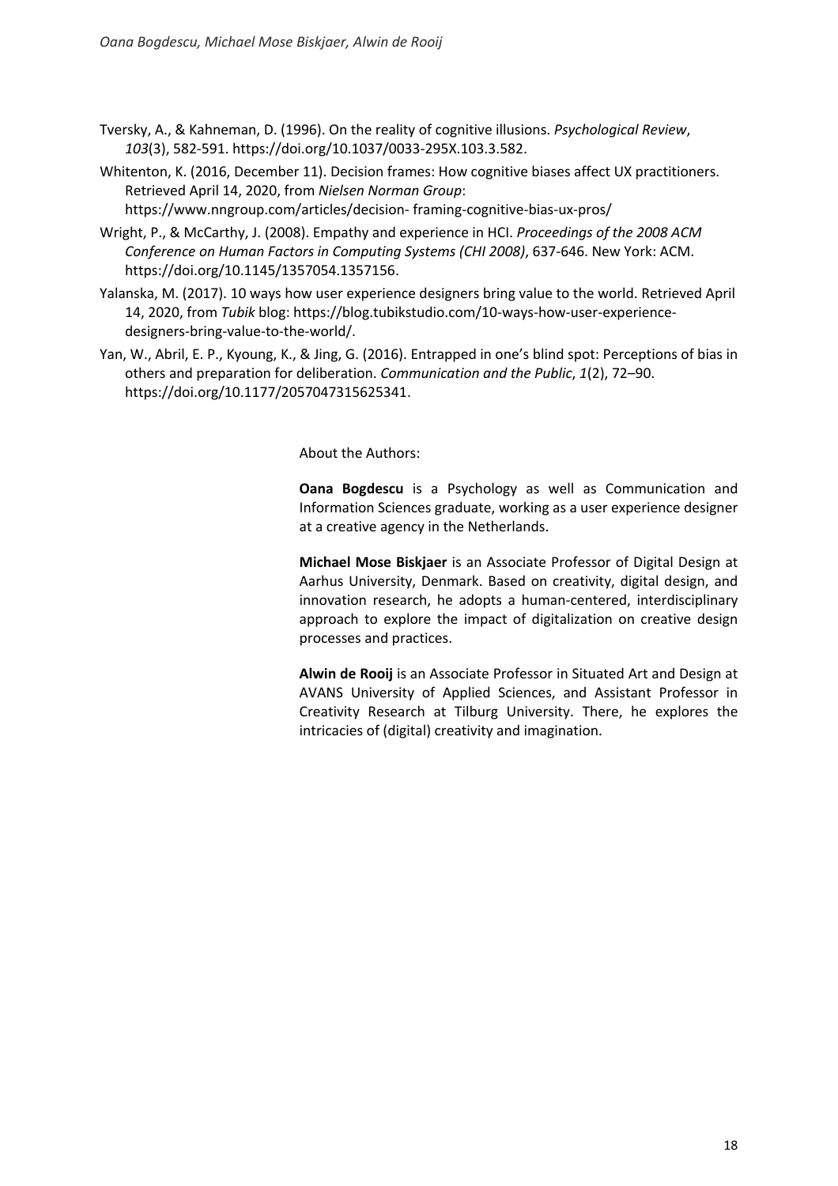Tversky, A., & Kahneman, D. (1996). On the reality of cognitive illusions. *Psychological Review*, *103*(3), 582-591. https://doi.org/10.1037/0033-295X.103.3.582.

Whitenton, K. (2016, December 11). Decision frames: How cognitive biases affect UX practitioners. Retrieved April 14, 2020, from *Nielsen Norman Group*: https://www.nngroup.com/articles/decision- framing-cognitive-bias-ux-pros/

Wright, P., & McCarthy, J. (2008). Empathy and experience in HCI. *Proceedings of the 2008 ACM Conference on Human Factors in Computing Systems (CHI 2008)*, 637-646. New York: ACM. https://doi.org/10.1145/1357054.1357156.

Yalanska, M. (2017). 10 ways how user experience designers bring value to the world. Retrieved April 14, 2020, from *Tubik* blog: https://blog.tubikstudio.com/10-ways-how-user-experience-designers-bring-value-to-the-world/.

Yan, W., Abril, E. P., Kyoung, K., & Jing, G. (2016). Entrapped in one's blind spot: Perceptions of bias in others and preparation for deliberation. *Communication and the Public*, *1*(2), 72–90. https://doi.org/10.1177/2057047315625341.

About the Authors:

**Oana Bogdescu** is a Psychology as well as Communication and Information Sciences graduate, working as a user experience designer at a creative agency in the Netherlands.

**Michael Mose Biskjaer** is an Associate Professor of Digital Design at Aarhus University, Denmark. Based on creativity, digital design, and innovation research, he adopts a human-centered, interdisciplinary approach to explore the impact of digitalization on creative design processes and practices.

**Alwin de Rooij** is an Associate Professor in Situated Art and Design at AVANS University of Applied Sciences, and Assistant Professor in Creativity Research at Tilburg University. There, he explores the intricacies of (digital) creativity and imagination.